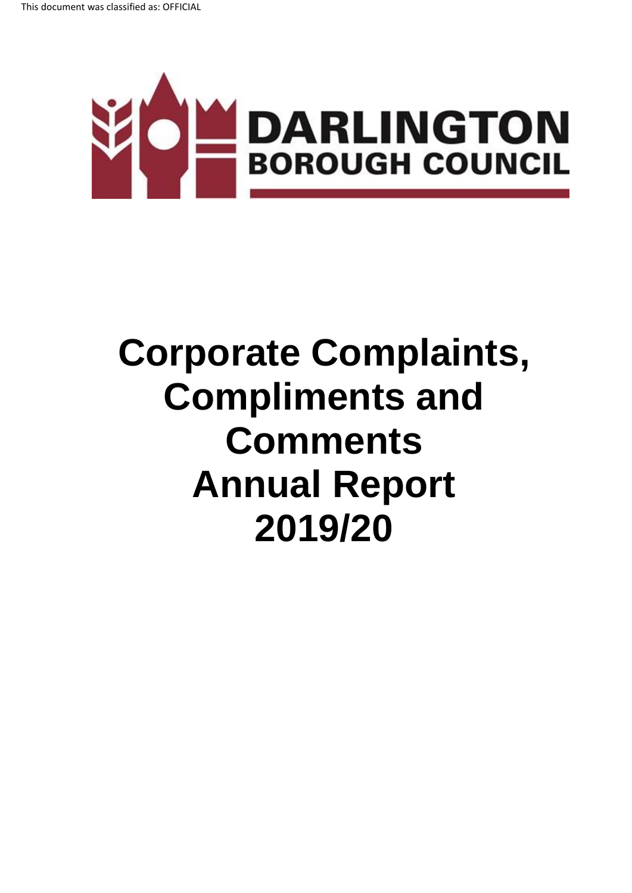This document was classified as: OFFICIAL

DARLINGTON BOROUGH COUNCIL

# Corporate Complaints, Compliments and Comments Annual Report 2019/20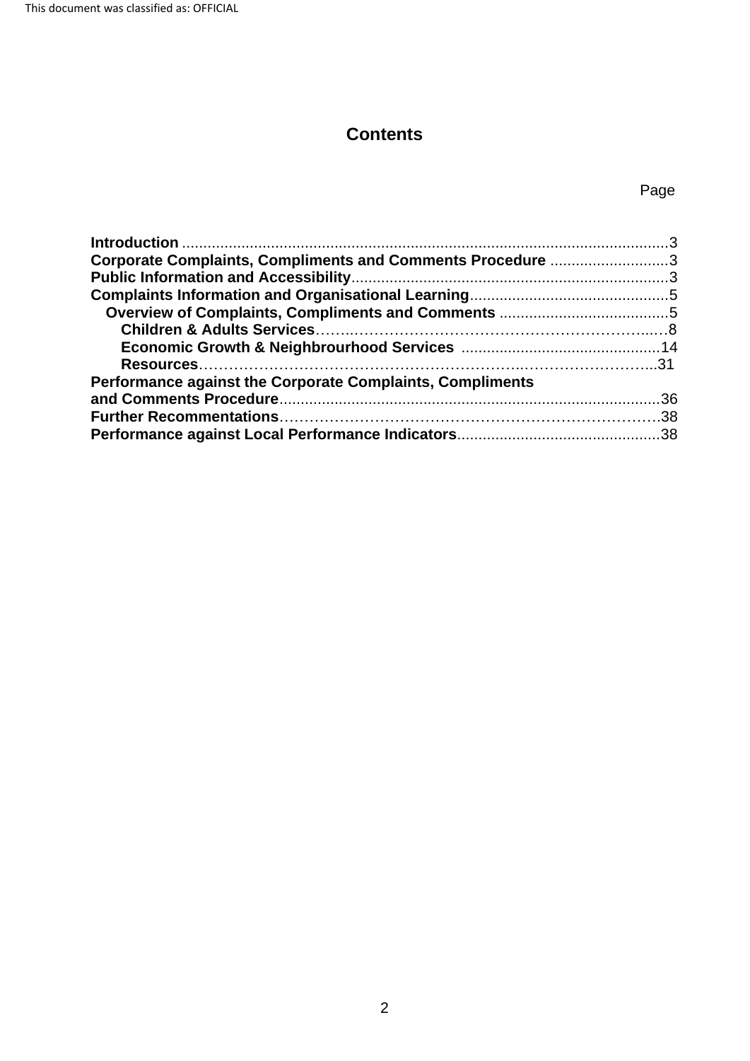## Contents

| | Page |
|---|---|
| **Introduction** | 3 |
| **Corporate Complaints, Compliments and Comments Procedure** | 3 |
| **Public Information and Accessibility** | 3 |
| **Complaints Information and Organisational Learning** | 5 |
| **Overview of Complaints, Compliments and Comments** | 5 |
| **Children & Adults Services** | 8 |
| **Economic Growth & Neighbrourhood Services** | 14 |
| **Resources** | 31 |
| **Performance against the Corporate Complaints, Compliments and Comments Procedure** | 36 |
| **Further Recommentations** | 38 |
| **Performance against Local Performance Indicators** | 38 |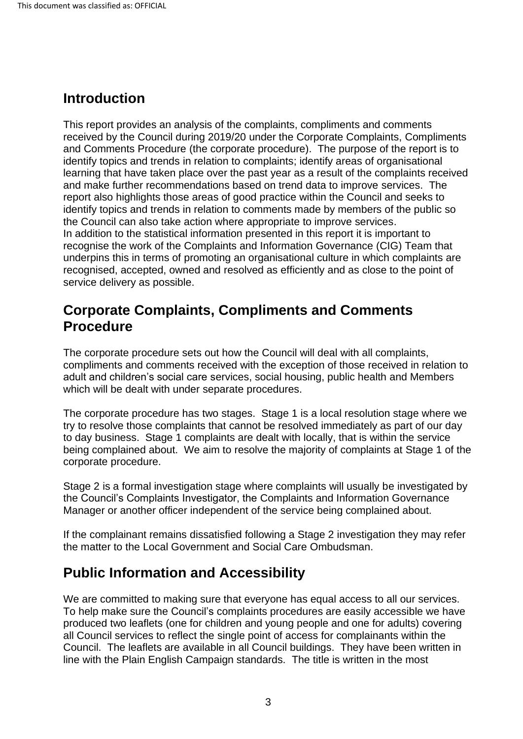## Introduction

This report provides an analysis of the complaints, compliments and comments received by the Council during 2019/20 under the Corporate Complaints, Compliments and Comments Procedure (the corporate procedure). The purpose of the report is to identify topics and trends in relation to complaints; identify areas of organisational learning that have taken place over the past year as a result of the complaints received and make further recommendations based on trend data to improve services. The report also highlights those areas of good practice within the Council and seeks to identify topics and trends in relation to comments made by members of the public so the Council can also take action where appropriate to improve services.
In addition to the statistical information presented in this report it is important to recognise the work of the Complaints and Information Governance (CIG) Team that underpins this in terms of promoting an organisational culture in which complaints are recognised, accepted, owned and resolved as efficiently and as close to the point of service delivery as possible.

## Corporate Complaints, Compliments and Comments Procedure

The corporate procedure sets out how the Council will deal with all complaints, compliments and comments received with the exception of those received in relation to adult and children's social care services, social housing, public health and Members which will be dealt with under separate procedures.

The corporate procedure has two stages. Stage 1 is a local resolution stage where we try to resolve those complaints that cannot be resolved immediately as part of our day to day business. Stage 1 complaints are dealt with locally, that is within the service being complained about. We aim to resolve the majority of complaints at Stage 1 of the corporate procedure.

Stage 2 is a formal investigation stage where complaints will usually be investigated by the Council's Complaints Investigator, the Complaints and Information Governance Manager or another officer independent of the service being complained about.

If the complainant remains dissatisfied following a Stage 2 investigation they may refer the matter to the Local Government and Social Care Ombudsman.

## Public Information and Accessibility

We are committed to making sure that everyone has equal access to all our services. To help make sure the Council's complaints procedures are easily accessible we have produced two leaflets (one for children and young people and one for adults) covering all Council services to reflect the single point of access for complainants within the Council. The leaflets are available in all Council buildings. They have been written in line with the Plain English Campaign standards. The title is written in the most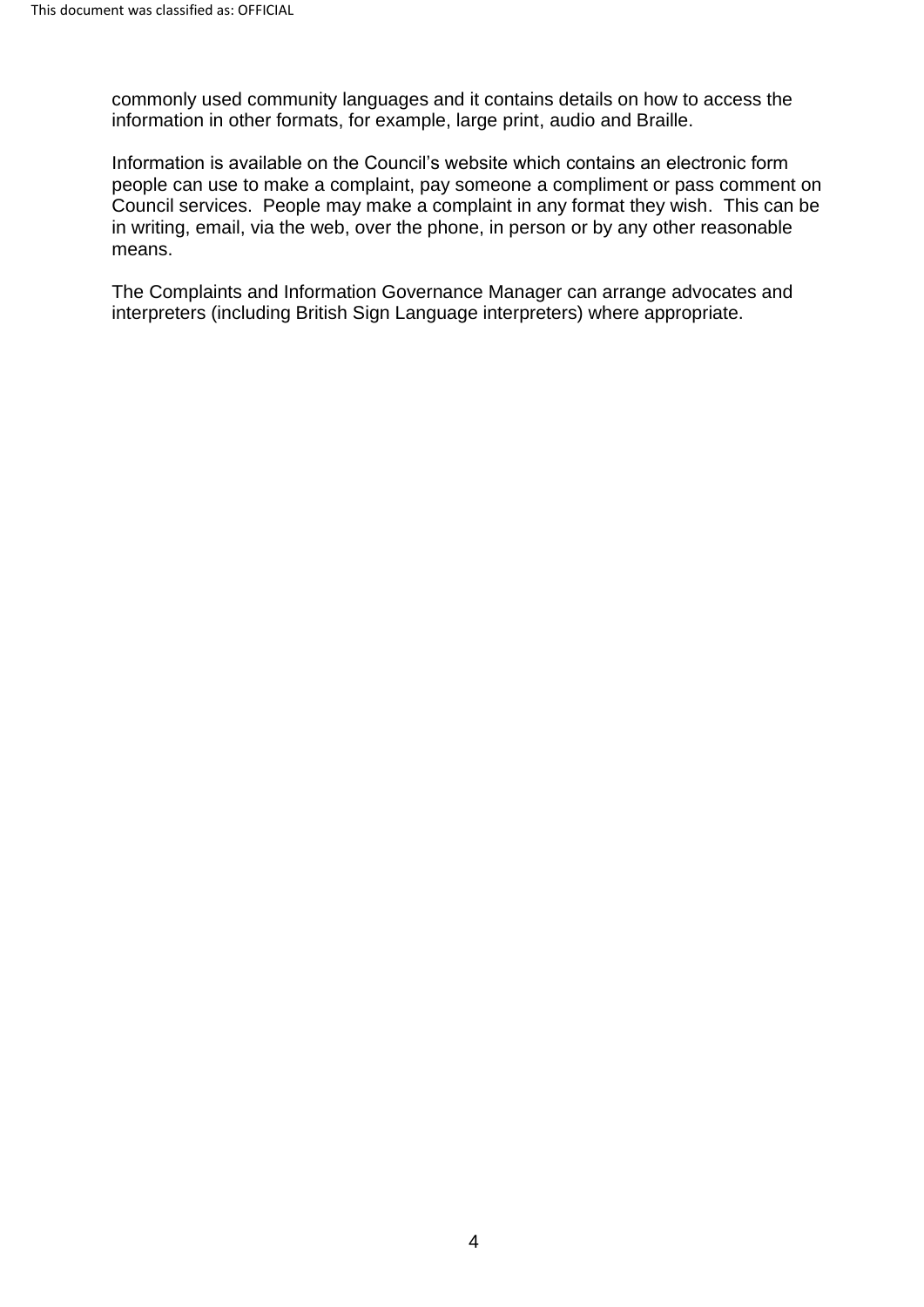commonly used community languages and it contains details on how to access the information in other formats, for example, large print, audio and Braille.

Information is available on the Council's website which contains an electronic form people can use to make a complaint, pay someone a compliment or pass comment on Council services. People may make a complaint in any format they wish. This can be in writing, email, via the web, over the phone, in person or by any other reasonable means.

The Complaints and Information Governance Manager can arrange advocates and interpreters (including British Sign Language interpreters) where appropriate.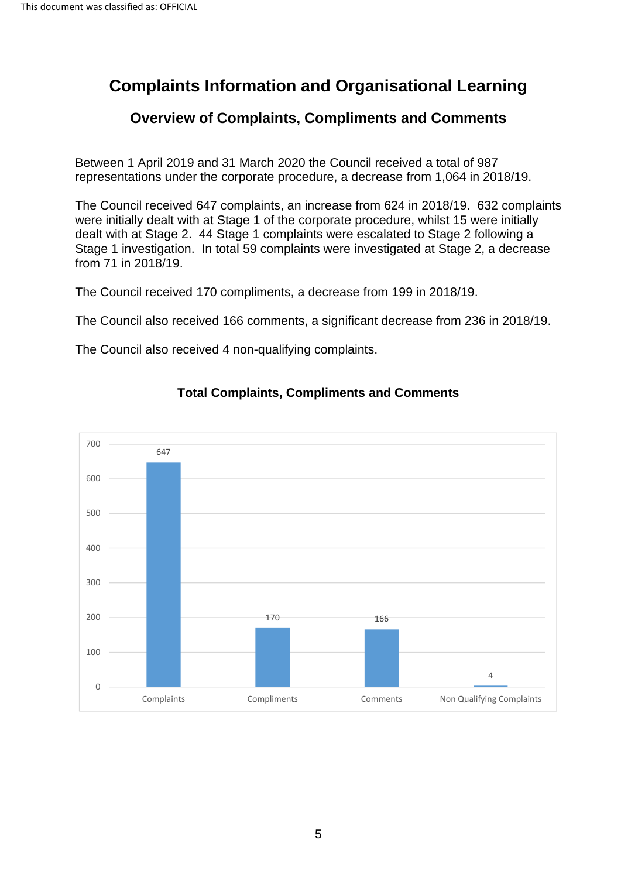# Complaints Information and Organisational Learning

## Overview of Complaints, Compliments and Comments

Between 1 April 2019 and 31 March 2020 the Council received a total of 987 representations under the corporate procedure, a decrease from 1,064 in 2018/19.

The Council received 647 complaints, an increase from 624 in 2018/19. 632 complaints were initially dealt with at Stage 1 of the corporate procedure, whilst 15 were initially dealt with at Stage 2. 44 Stage 1 complaints were escalated to Stage 2 following a Stage 1 investigation. In total 59 complaints were investigated at Stage 2, a decrease from 71 in 2018/19.

The Council received 170 compliments, a decrease from 199 in 2018/19.

The Council also received 166 comments, a significant decrease from 236 in 2018/19.

The Council also received 4 non-qualifying complaints.

### Total Complaints, Compliments and Comments

| Category | Number |
|---|---|
| Complaints | 647 |
| Compliments | 170 |
| Comments | 166 |
| Non Qualifying Complaints | 4 |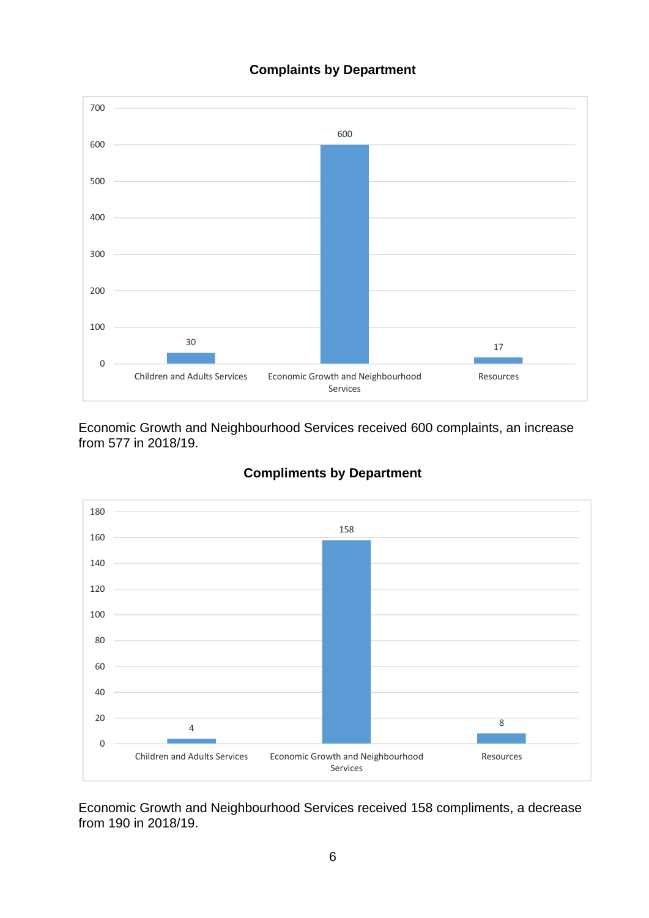**Complaints by Department**

| Department | Complaints |
|---|---|
| Children and Adults Services | 30 |
| Economic Growth and Neighbourhood Services | 600 |
| Resources | 17 |

Economic Growth and Neighbourhood Services received 600 complaints, an increase from 577 in 2018/19.

**Compliments by Department**

| Department | Compliments |
|---|---|
| Children and Adults Services | 4 |
| Economic Growth and Neighbourhood Services | 158 |
| Resources | 8 |

Economic Growth and Neighbourhood Services received 158 compliments, a decrease from 190 in 2018/19.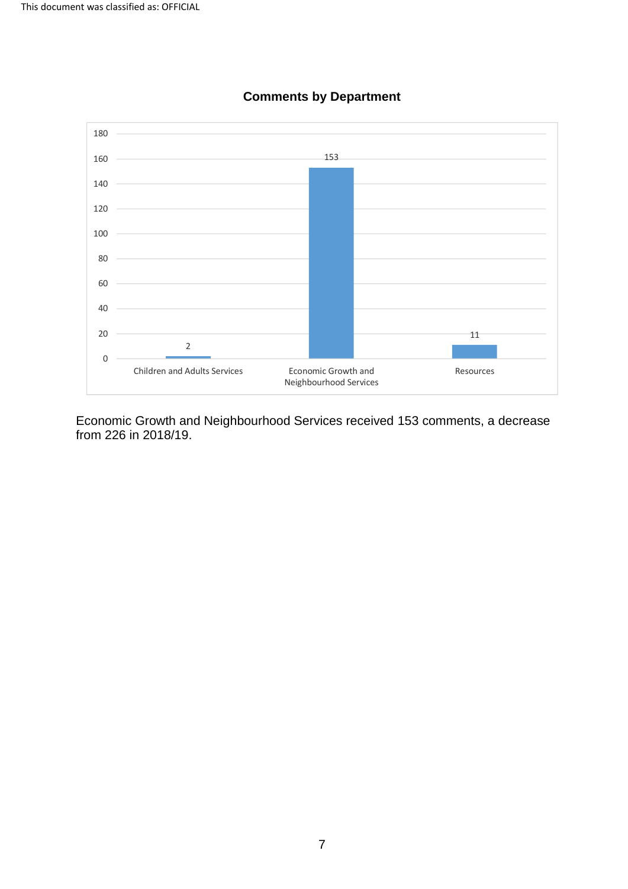**Comments by Department**

| Department | Comments |
|---|---|
| Children and Adults Services | 2 |
| Economic Growth and Neighbourhood Services | 153 |
| Resources | 11 |

Economic Growth and Neighbourhood Services received 153 comments, a decrease from 226 in 2018/19.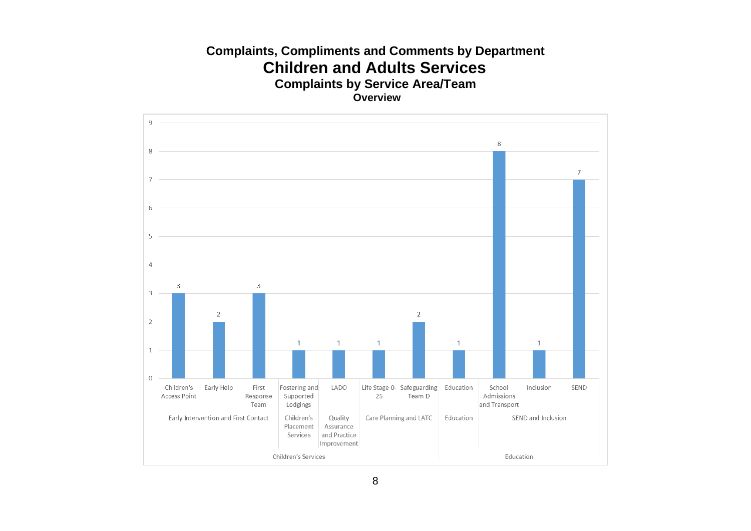**Complaints, Compliments and Comments by Department**

# Children and Adults Services

## Complaints by Service Area/Team

### Overview

| Department | Service Area | Team | Complaints |
|---|---|---|---|
| Children's Services | Early Intervention and First Contact | Children's Access Point | 3 |
| | | Early Help | 2 |
| | | First Response Team | 3 |
| | Children's Placement Services | Fostering and Supported Lodgings | 1 |
| | Quality Assurance and Practice Improvement | LADO | 1 |
| | Care Planning and LATC | Life Stage 0-25 | 1 |
| | | Safeguarding Team D | 2 |
| Education | Education | Education | 1 |
| | SEND and Inclusion | School Admissions and Transport | 8 |
| | | Inclusion | 1 |
| | | SEND | 7 |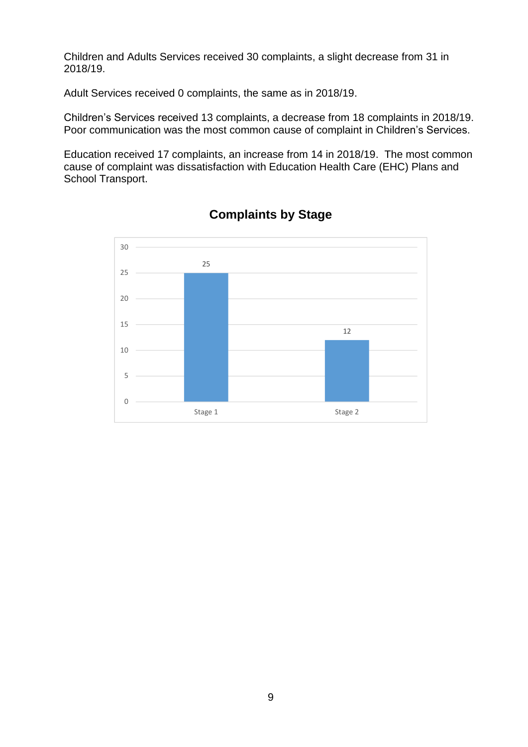Children and Adults Services received 30 complaints, a slight decrease from 31 in 2018/19.

Adult Services received 0 complaints, the same as in 2018/19.

Children's Services received 13 complaints, a decrease from 18 complaints in 2018/19. Poor communication was the most common cause of complaint in Children's Services.

Education received 17 complaints, an increase from 14 in 2018/19. The most common cause of complaint was dissatisfaction with Education Health Care (EHC) Plans and School Transport.

**Complaints by Stage**

| Stage | Complaints |
|---|---|
| Stage 1 | 25 |
| Stage 2 | 12 |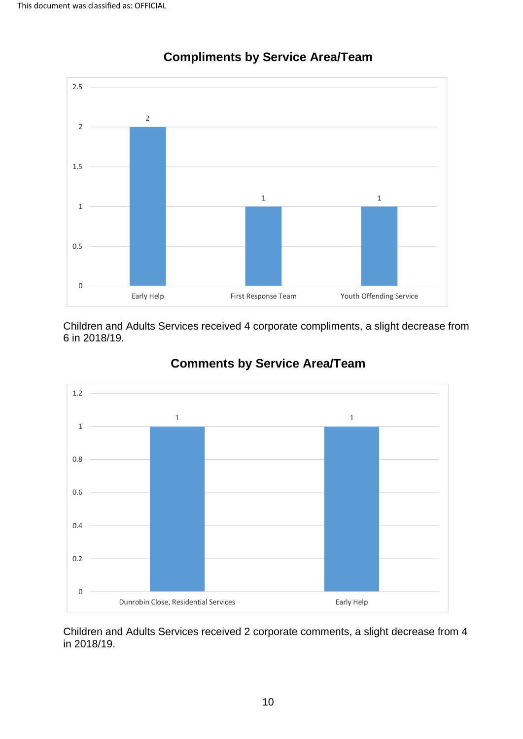## Compliments by Service Area/Team

| Service Area/Team | Compliments |
|---|---|
| Early Help | 2 |
| First Response Team | 1 |
| Youth Offending Service | 1 |

Children and Adults Services received 4 corporate compliments, a slight decrease from 6 in 2018/19.

## Comments by Service Area/Team

| Service Area/Team | Comments |
|---|---|
| Dunrobin Close, Residential Services | 1 |
| Early Help | 1 |

Children and Adults Services received 2 corporate comments, a slight decrease from 4 in 2018/19.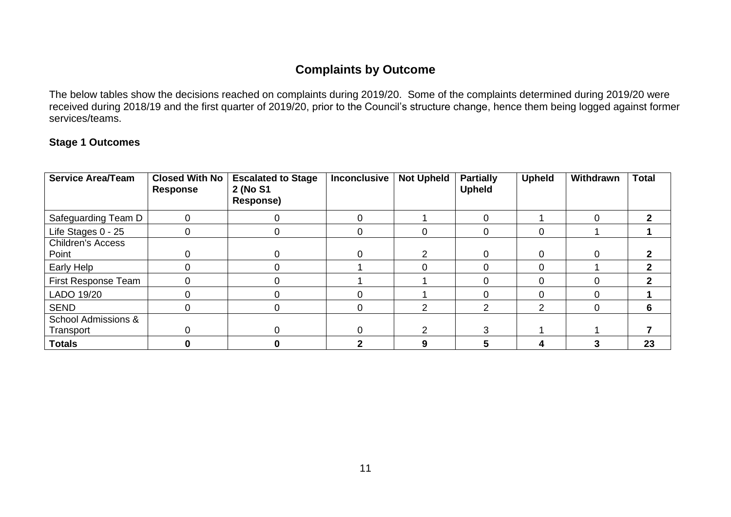## Complaints by Outcome

The below tables show the decisions reached on complaints during 2019/20. Some of the complaints determined during 2019/20 were received during 2018/19 and the first quarter of 2019/20, prior to the Council's structure change, hence them being logged against former services/teams.

### Stage 1 Outcomes

| Service Area/Team | Closed With No Response | Escalated to Stage 2 (No S1 Response) | Inconclusive | Not Upheld | Partially Upheld | Upheld | Withdrawn | Total |
|---|---|---|---|---|---|---|---|---|
| Safeguarding Team D | 0 | 0 | 0 | 1 | 0 | 1 | 0 | **2** |
| Life Stages 0 - 25 | 0 | 0 | 0 | 0 | 0 | 0 | 1 | **1** |
| Children's Access Point | 0 | 0 | 0 | 2 | 0 | 0 | 0 | **2** |
| Early Help | 0 | 0 | 1 | 0 | 0 | 0 | 1 | **2** |
| First Response Team | 0 | 0 | 1 | 1 | 0 | 0 | 0 | **2** |
| LADO 19/20 | 0 | 0 | 0 | 1 | 0 | 0 | 0 | **1** |
| SEND | 0 | 0 | 0 | 2 | 2 | 2 | 0 | **6** |
| School Admissions & Transport | 0 | 0 | 0 | 2 | 3 | 1 | 1 | **7** |
| **Totals** | **0** | **0** | **2** | **9** | **5** | **4** | **3** | **23** |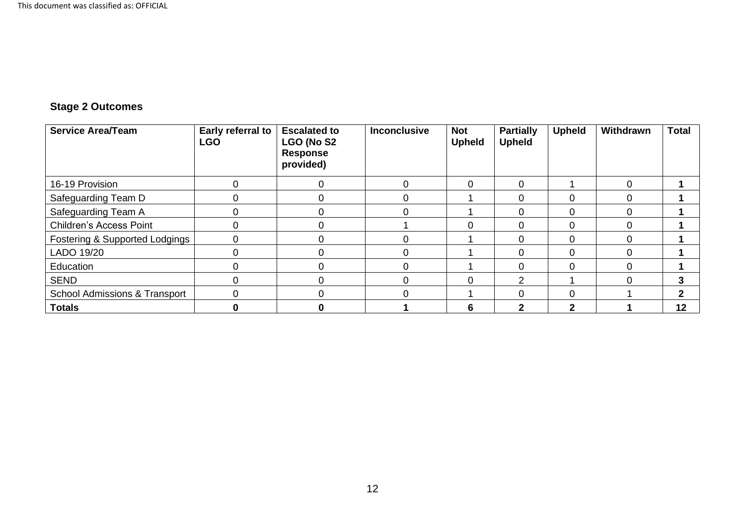**Stage 2 Outcomes**

| Service Area/Team | Early referral to LGO | Escalated to LGO (No S2 Response provided) | Inconclusive | Not Upheld | Partially Upheld | Upheld | Withdrawn | Total |
|---|---|---|---|---|---|---|---|---|
| 16-19 Provision | 0 | 0 | 0 | 0 | 0 | 1 | 0 | **1** |
| Safeguarding Team D | 0 | 0 | 0 | 1 | 0 | 0 | 0 | **1** |
| Safeguarding Team A | 0 | 0 | 0 | 1 | 0 | 0 | 0 | **1** |
| Children's Access Point | 0 | 0 | 1 | 0 | 0 | 0 | 0 | **1** |
| Fostering & Supported Lodgings | 0 | 0 | 0 | 1 | 0 | 0 | 0 | **1** |
| LADO 19/20 | 0 | 0 | 0 | 1 | 0 | 0 | 0 | **1** |
| Education | 0 | 0 | 0 | 1 | 0 | 0 | 0 | **1** |
| SEND | 0 | 0 | 0 | 0 | 2 | 1 | 0 | **3** |
| School Admissions & Transport | 0 | 0 | 0 | 1 | 0 | 0 | 1 | **2** |
| **Totals** | **0** | **0** | **1** | **6** | **2** | **2** | **1** | **12** |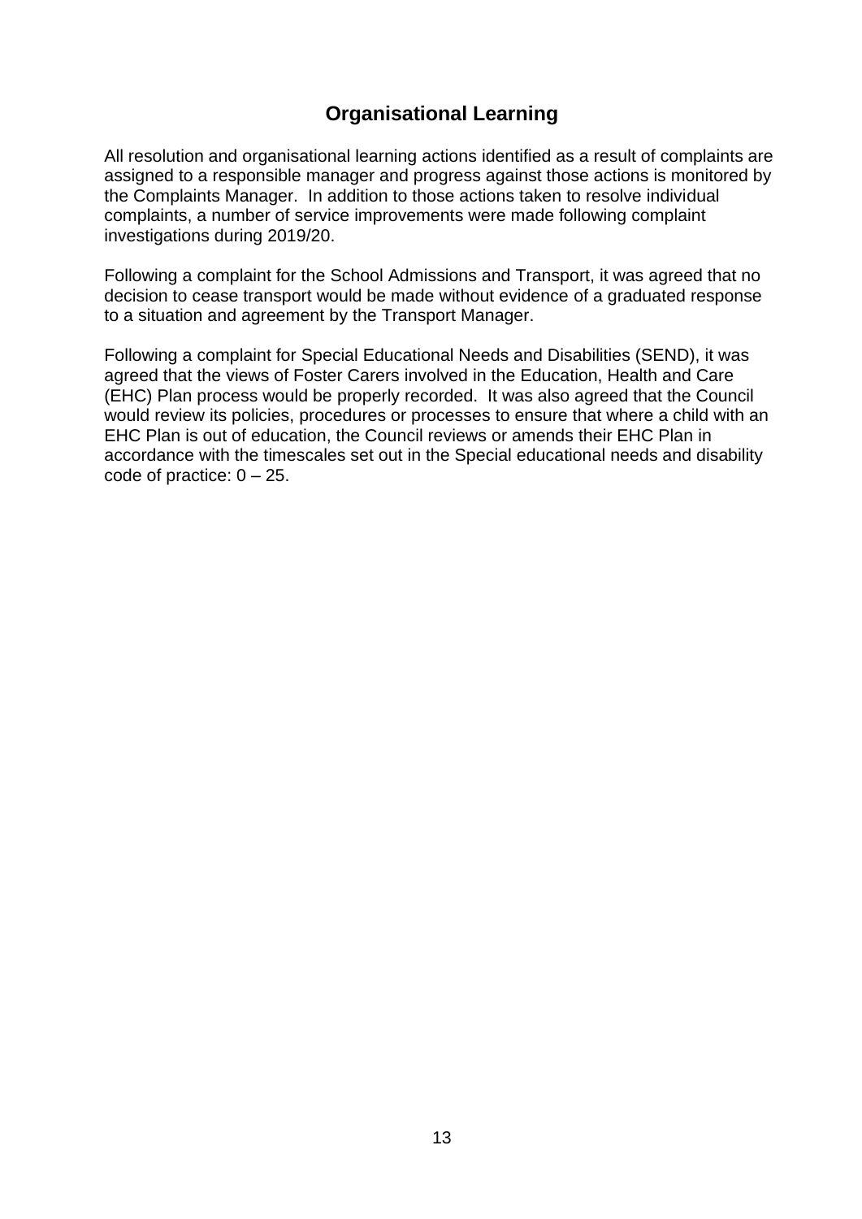# Organisational Learning

All resolution and organisational learning actions identified as a result of complaints are assigned to a responsible manager and progress against those actions is monitored by the Complaints Manager. In addition to those actions taken to resolve individual complaints, a number of service improvements were made following complaint investigations during 2019/20.

Following a complaint for the School Admissions and Transport, it was agreed that no decision to cease transport would be made without evidence of a graduated response to a situation and agreement by the Transport Manager.

Following a complaint for Special Educational Needs and Disabilities (SEND), it was agreed that the views of Foster Carers involved in the Education, Health and Care (EHC) Plan process would be properly recorded. It was also agreed that the Council would review its policies, procedures or processes to ensure that where a child with an EHC Plan is out of education, the Council reviews or amends their EHC Plan in accordance with the timescales set out in the Special educational needs and disability code of practice: 0 – 25.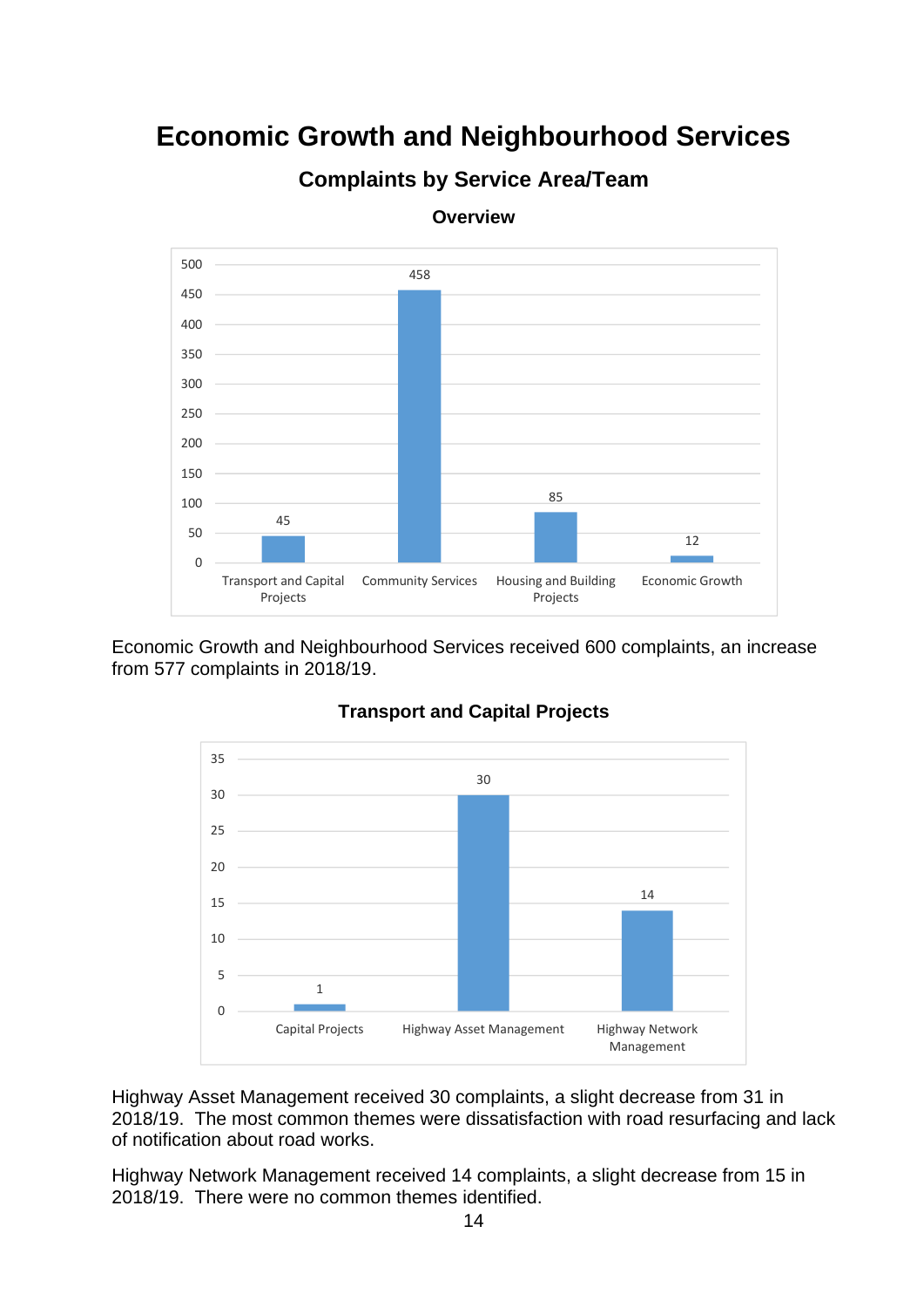# Economic Growth and Neighbourhood Services

## Complaints by Service Area/Team

### Overview

| Service Area | Complaints |
|---|---|
| Transport and Capital Projects | 45 |
| Community Services | 458 |
| Housing and Building Projects | 85 |
| Economic Growth | 12 |

Economic Growth and Neighbourhood Services received 600 complaints, an increase from 577 complaints in 2018/19.

### Transport and Capital Projects

| Team | Complaints |
|---|---|
| Capital Projects | 1 |
| Highway Asset Management | 30 |
| Highway Network Management | 14 |

Highway Asset Management received 30 complaints, a slight decrease from 31 in 2018/19. The most common themes were dissatisfaction with road resurfacing and lack of notification about road works.

Highway Network Management received 14 complaints, a slight decrease from 15 in 2018/19. There were no common themes identified.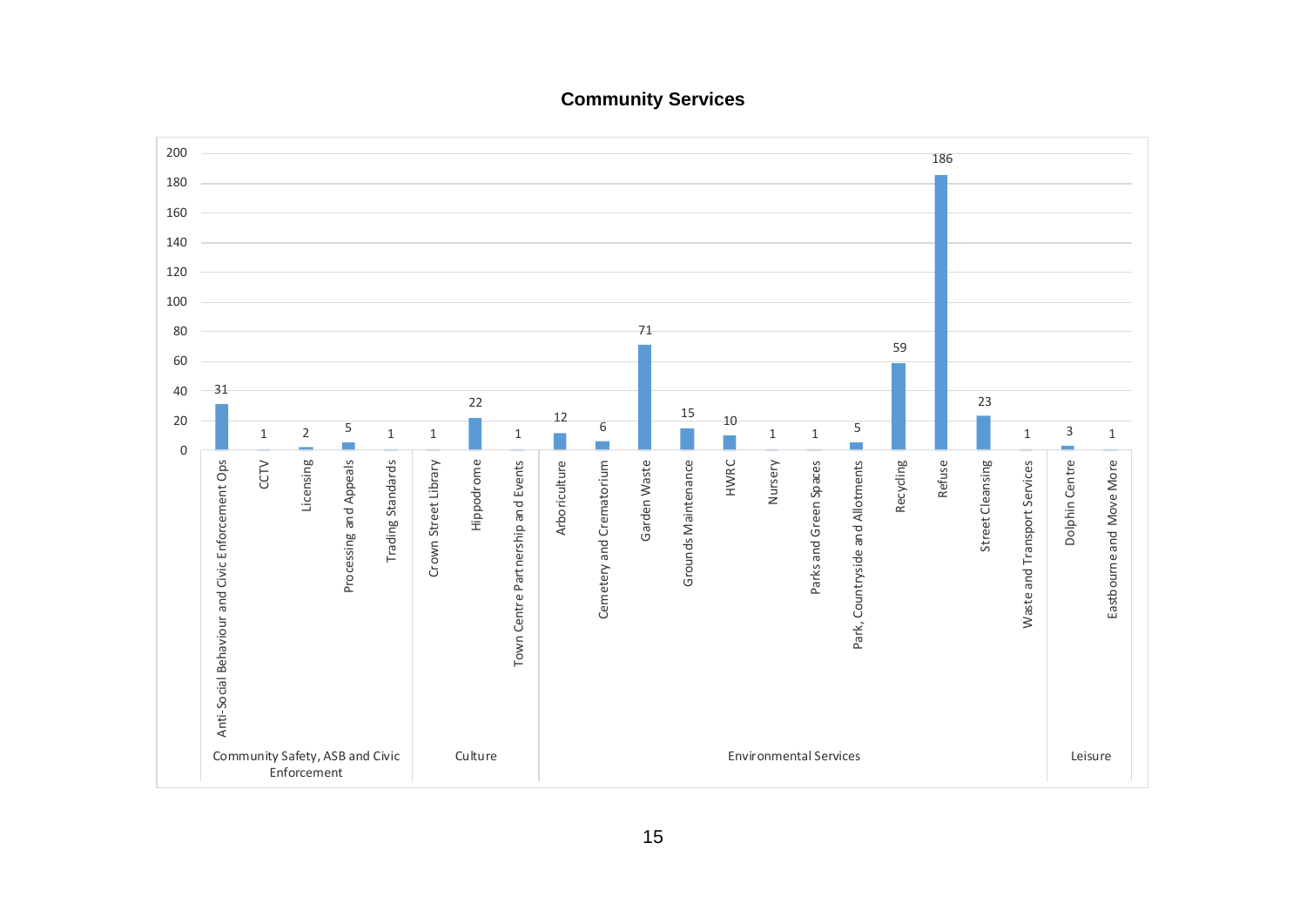## Community Services

| Category | Service | Value |
|---|---|---|
| Community Safety, ASB and Civic Enforcement | Anti-Social Behaviour and Civic Enforcement Ops | 31 |
| | CCTV | 1 |
| | Licensing | 2 |
| | Processing and Appeals | 5 |
| | Trading Standards | 1 |
| Culture | Crown Street Library | 1 |
| | Hippodrome | 22 |
| | Town Centre Partnership and Events | 1 |
| Environmental Services | Arboriculture | 12 |
| | Cemetery and Crematorium | 6 |
| | Garden Waste | 71 |
| | Grounds Maintenance | 15 |
| | HWRC | 10 |
| | Nursery | 1 |
| | Parks and Green Spaces | 1 |
| | Park, Countryside and Allotments | 5 |
| | Recycling | 59 |
| | Refuse | 186 |
| | Street Cleansing | 23 |
| | Waste and Transport Services | 1 |
| Leisure | Dolphin Centre | 3 |
| | Eastbourne and Move More | 1 |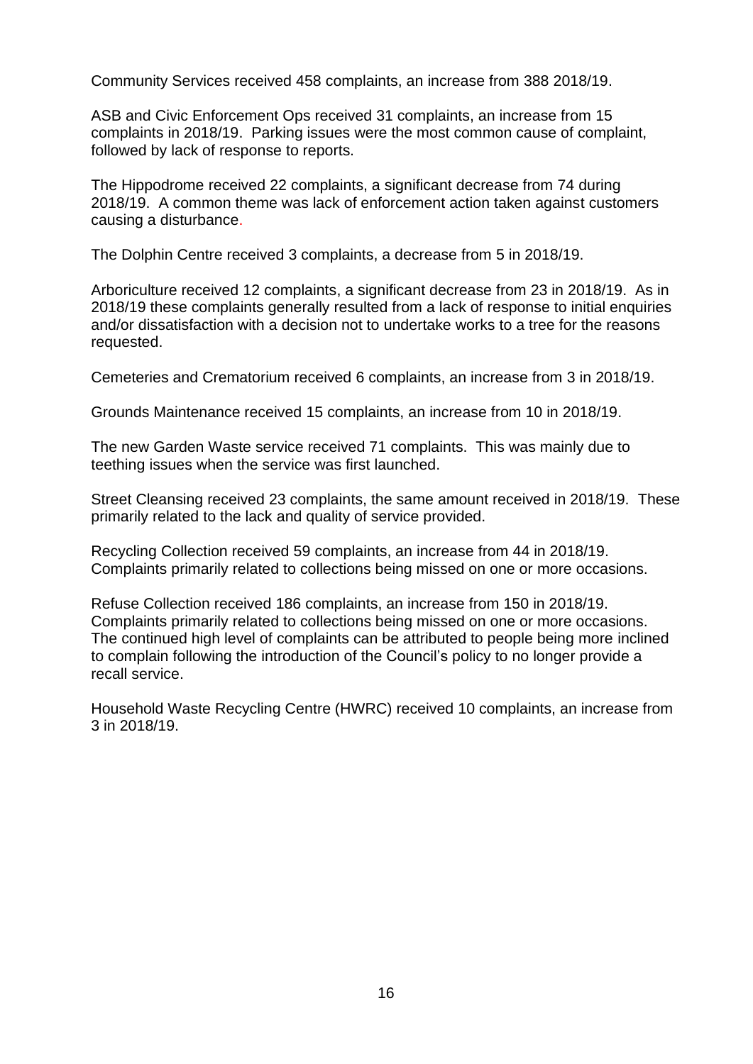Community Services received 458 complaints, an increase from 388 2018/19.

ASB and Civic Enforcement Ops received 31 complaints, an increase from 15 complaints in 2018/19. Parking issues were the most common cause of complaint, followed by lack of response to reports.

The Hippodrome received 22 complaints, a significant decrease from 74 during 2018/19. A common theme was lack of enforcement action taken against customers causing a disturbance.

The Dolphin Centre received 3 complaints, a decrease from 5 in 2018/19.

Arboriculture received 12 complaints, a significant decrease from 23 in 2018/19. As in 2018/19 these complaints generally resulted from a lack of response to initial enquiries and/or dissatisfaction with a decision not to undertake works to a tree for the reasons requested.

Cemeteries and Crematorium received 6 complaints, an increase from 3 in 2018/19.

Grounds Maintenance received 15 complaints, an increase from 10 in 2018/19.

The new Garden Waste service received 71 complaints. This was mainly due to teething issues when the service was first launched.

Street Cleansing received 23 complaints, the same amount received in 2018/19. These primarily related to the lack and quality of service provided.

Recycling Collection received 59 complaints, an increase from 44 in 2018/19. Complaints primarily related to collections being missed on one or more occasions.

Refuse Collection received 186 complaints, an increase from 150 in 2018/19. Complaints primarily related to collections being missed on one or more occasions. The continued high level of complaints can be attributed to people being more inclined to complain following the introduction of the Council's policy to no longer provide a recall service.

Household Waste Recycling Centre (HWRC) received 10 complaints, an increase from 3 in 2018/19.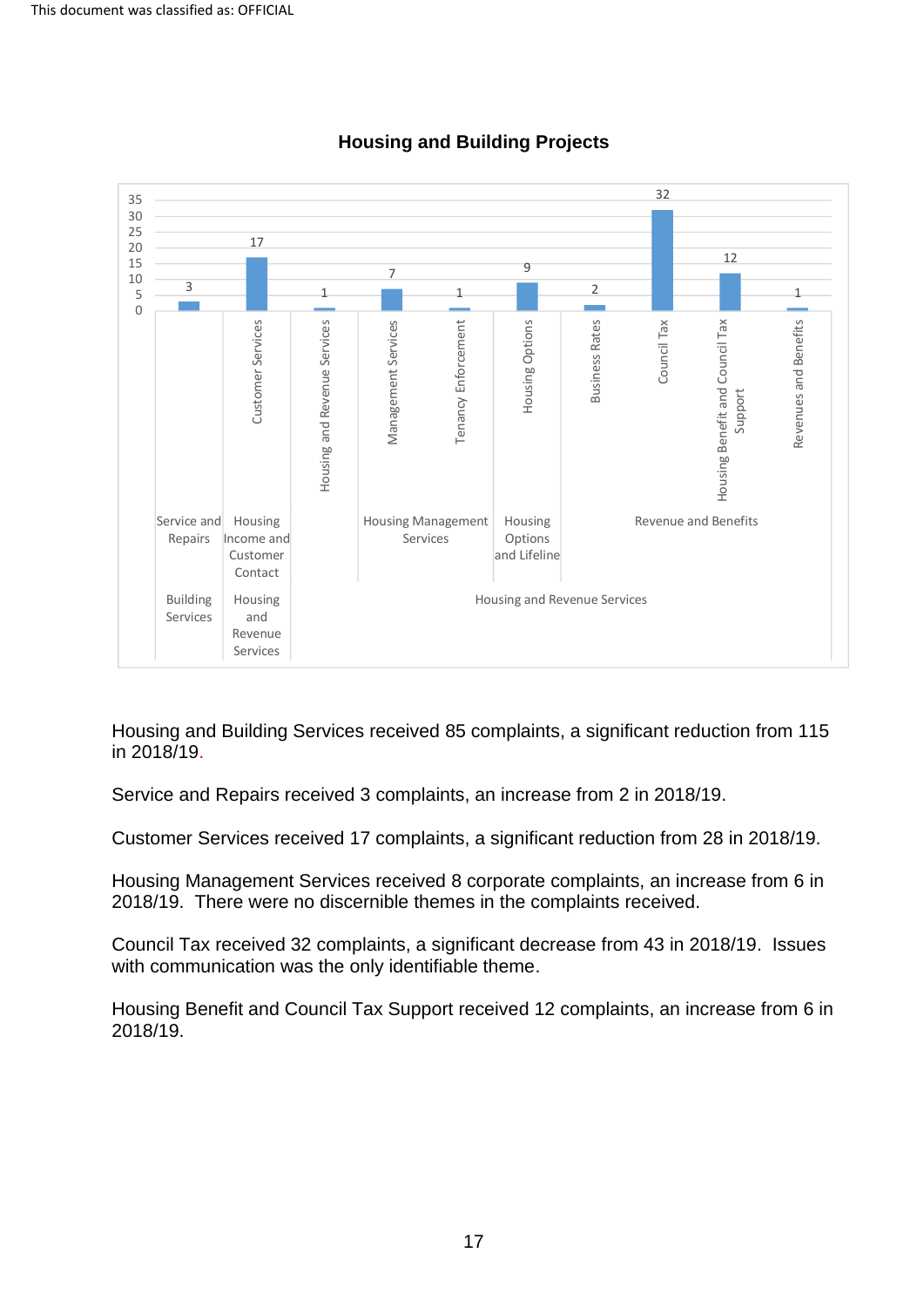This document was classified as: OFFICIAL

## Housing and Building Projects

| Department | Division | Service | Complaints |
|---|---|---|---|
| Building Services | Service and Repairs | | 3 |
| Housing and Revenue Services | Housing Income and Customer Contact | Customer Services | 17 |
| Housing and Revenue Services | | Housing and Revenue Services | 1 |
| Housing and Revenue Services | Housing Management Services | Management Services | 7 |
| Housing and Revenue Services | Housing Management Services | Tenancy Enforcement | 1 |
| Housing and Revenue Services | Housing Options and Lifeline | Housing Options | 9 |
| Housing and Revenue Services | Revenue and Benefits | Business Rates | 2 |
| Housing and Revenue Services | Revenue and Benefits | Council Tax | 32 |
| Housing and Revenue Services | Revenue and Benefits | Housing Benefit and Council Tax Support | 12 |
| Housing and Revenue Services | Revenue and Benefits | Revenues and Benefits | 1 |

Housing and Building Services received 85 complaints, a significant reduction from 115 in 2018/19.

Service and Repairs received 3 complaints, an increase from 2 in 2018/19.

Customer Services received 17 complaints, a significant reduction from 28 in 2018/19.

Housing Management Services received 8 corporate complaints, an increase from 6 in 2018/19. There were no discernible themes in the complaints received.

Council Tax received 32 complaints, a significant decrease from 43 in 2018/19. Issues with communication was the only identifiable theme.

Housing Benefit and Council Tax Support received 12 complaints, an increase from 6 in 2018/19.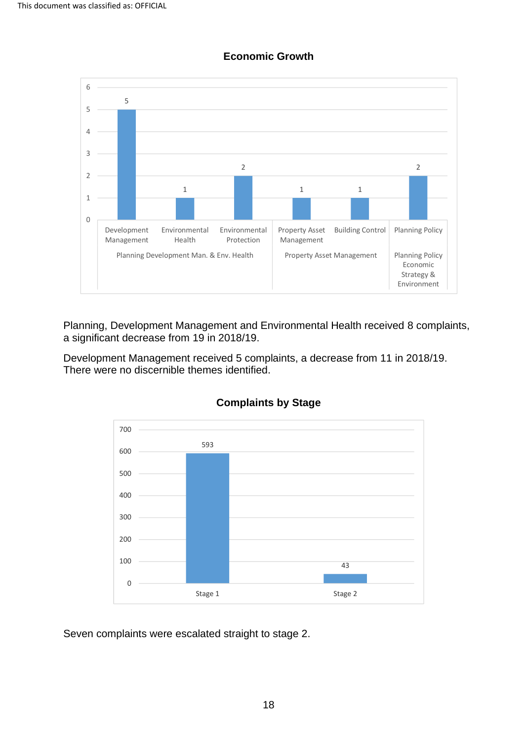This document was classified as: OFFICIAL

**Economic Growth**

| Group | Service | Complaints |
|---|---|---|
| Planning Development Man. & Env. Health | Development Management | 5 |
| | Environmental Health | 1 |
| | Environmental Protection | 2 |
| Property Asset Management | Property Asset Management | 1 |
| | Building Control | 1 |
| Planning Policy Economic Strategy & Environment | Planning Policy | 2 |

Planning, Development Management and Environmental Health received 8 complaints, a significant decrease from 19 in 2018/19.

Development Management received 5 complaints, a decrease from 11 in 2018/19. There were no discernible themes identified.

**Complaints by Stage**

| Stage | Complaints |
|---|---|
| Stage 1 | 593 |
| Stage 2 | 43 |

Seven complaints were escalated straight to stage 2.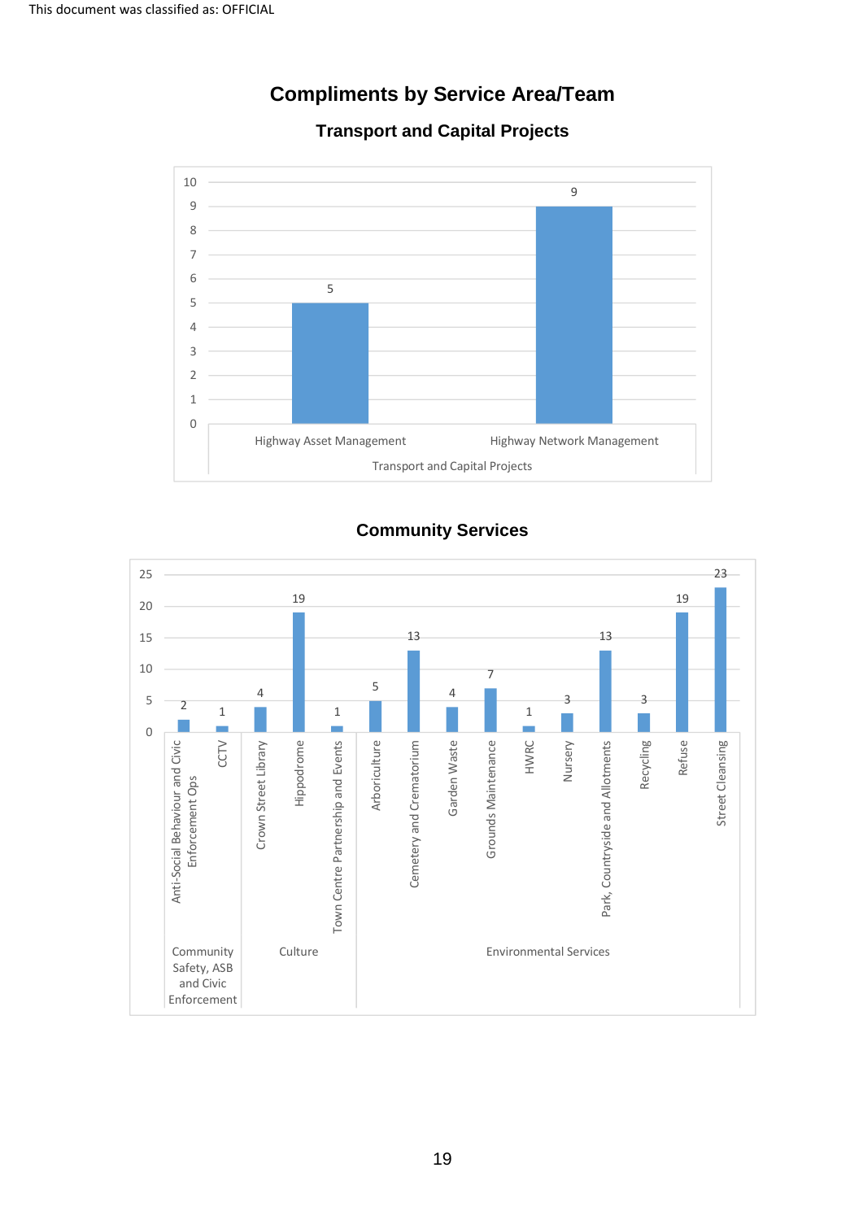# Compliments by Service Area/Team

## Transport and Capital Projects

| Service Area | Team | Compliments |
|---|---|---|
| Transport and Capital Projects | Highway Asset Management | 5 |
| | Highway Network Management | 9 |

## Community Services

| Service Area | Team | Compliments |
|---|---|---|
| Community Safety, ASB and Civic Enforcement | Anti-Social Behaviour and Civic Enforcement Ops | 2 |
| | CCTV | 1 |
| Culture | Crown Street Library | 4 |
| | Hippodrome | 19 |
| | Town Centre Partnership and Events | 1 |
| Environmental Services | Arboriculture | 5 |
| | Cemetery and Crematorium | 13 |
| | Garden Waste | 4 |
| | Grounds Maintenance | 7 |
| | HWRC | 1 |
| | Nursery | 3 |
| | Park, Countryside and Allotments | 13 |
| | Recycling | 3 |
| | Refuse | 19 |
| | Street Cleansing | 23 |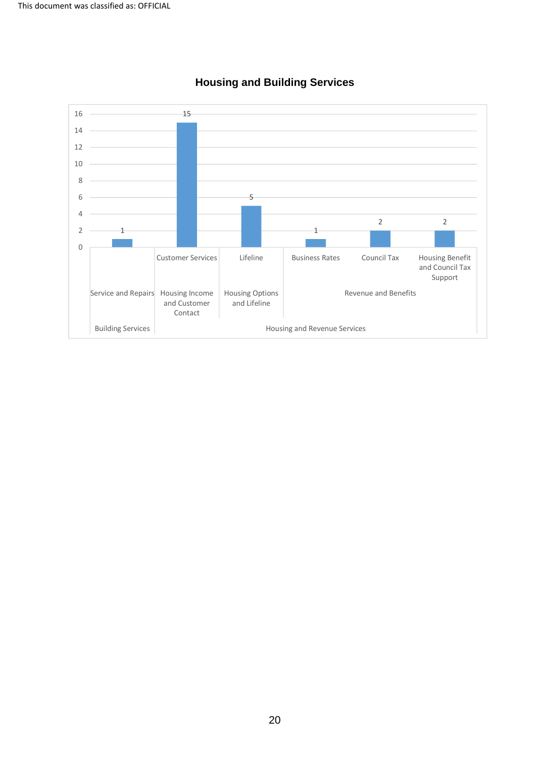## Housing and Building Services

| Directorate | Service Area | Team | Count |
|---|---|---|---|
| Building Services | Service and Repairs | | 1 |
| Housing and Revenue Services | Housing Income and Customer Contact | Customer Services | 15 |
| Housing and Revenue Services | Housing Options and Lifeline | Lifeline | 5 |
| Housing and Revenue Services | Revenue and Benefits | Business Rates | 1 |
| Housing and Revenue Services | Revenue and Benefits | Council Tax | 2 |
| Housing and Revenue Services | Revenue and Benefits | Housing Benefit and Council Tax Support | 2 |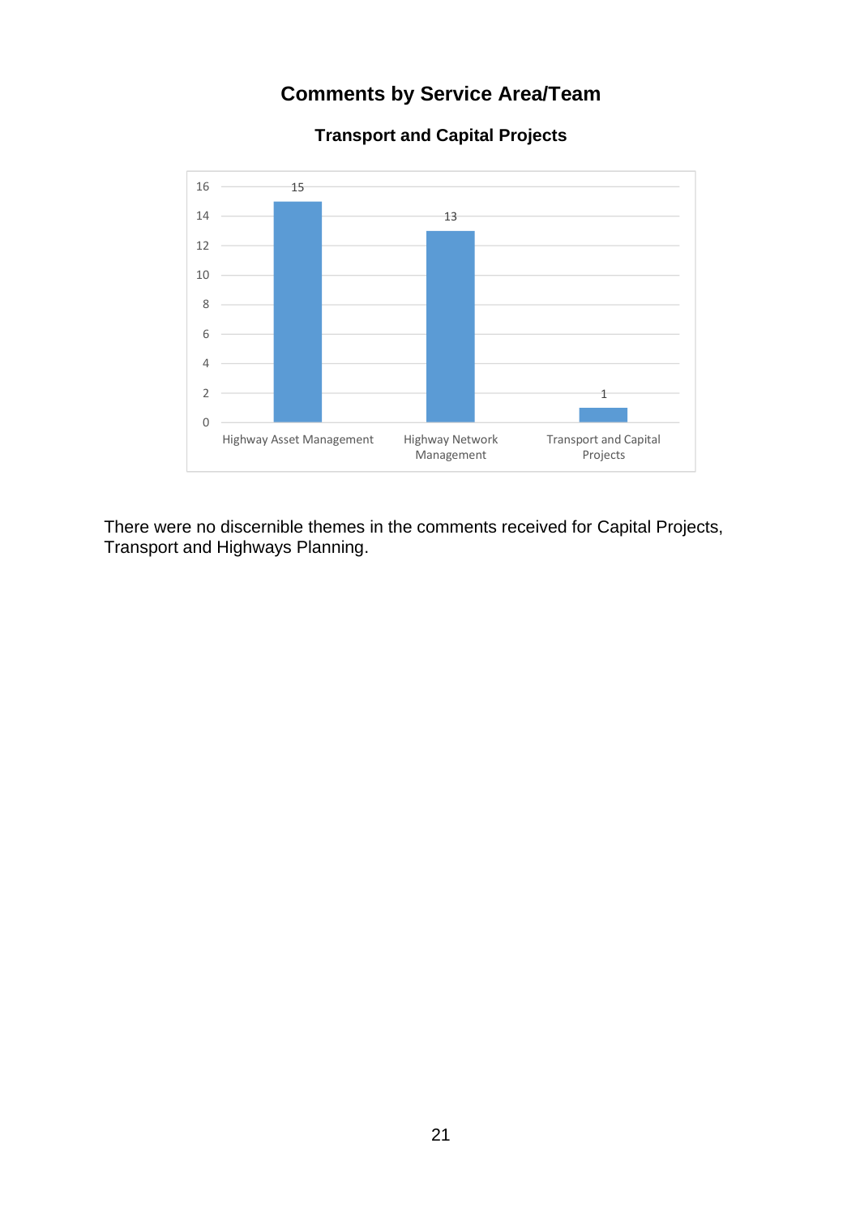# Comments by Service Area/Team

## Transport and Capital Projects

| Service Area/Team | Comments |
| --- | --- |
| Highway Asset Management | 15 |
| Highway Network Management | 13 |
| Transport and Capital Projects | 1 |

There were no discernible themes in the comments received for Capital Projects, Transport and Highways Planning.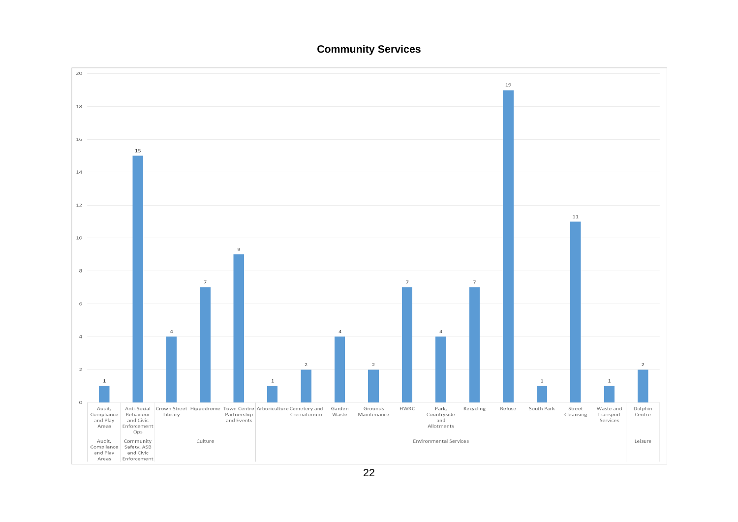## Community Services

| Group | Service | Value |
|---|---|---|
| Audit, Compliance and Play Areas | Audit, Compliance and Play Areas | 1 |
| Community Safety, ASB and Civic Enforcement | Anti-Social Behaviour and Civic Enforcement Ops | 15 |
| Culture | Crown Street Library | 4 |
| Culture | Hippodrome | 7 |
| Culture | Town Centre Partnership and Events | 9 |
| Environmental Services | Arboriculture | 1 |
| Environmental Services | Cemetery and Crematorium | 2 |
| Environmental Services | Garden Waste | 4 |
| Environmental Services | Grounds Maintenance | 2 |
| Environmental Services | HWRC | 7 |
| Environmental Services | Park, Countryside and Allotments | 4 |
| Environmental Services | Recycling | 7 |
| Environmental Services | Refuse | 19 |
| Environmental Services | South Park | 1 |
| Environmental Services | Street Cleansing | 11 |
| Environmental Services | Waste and Transport Services | 1 |
| Leisure | Dolphin Centre | 2 |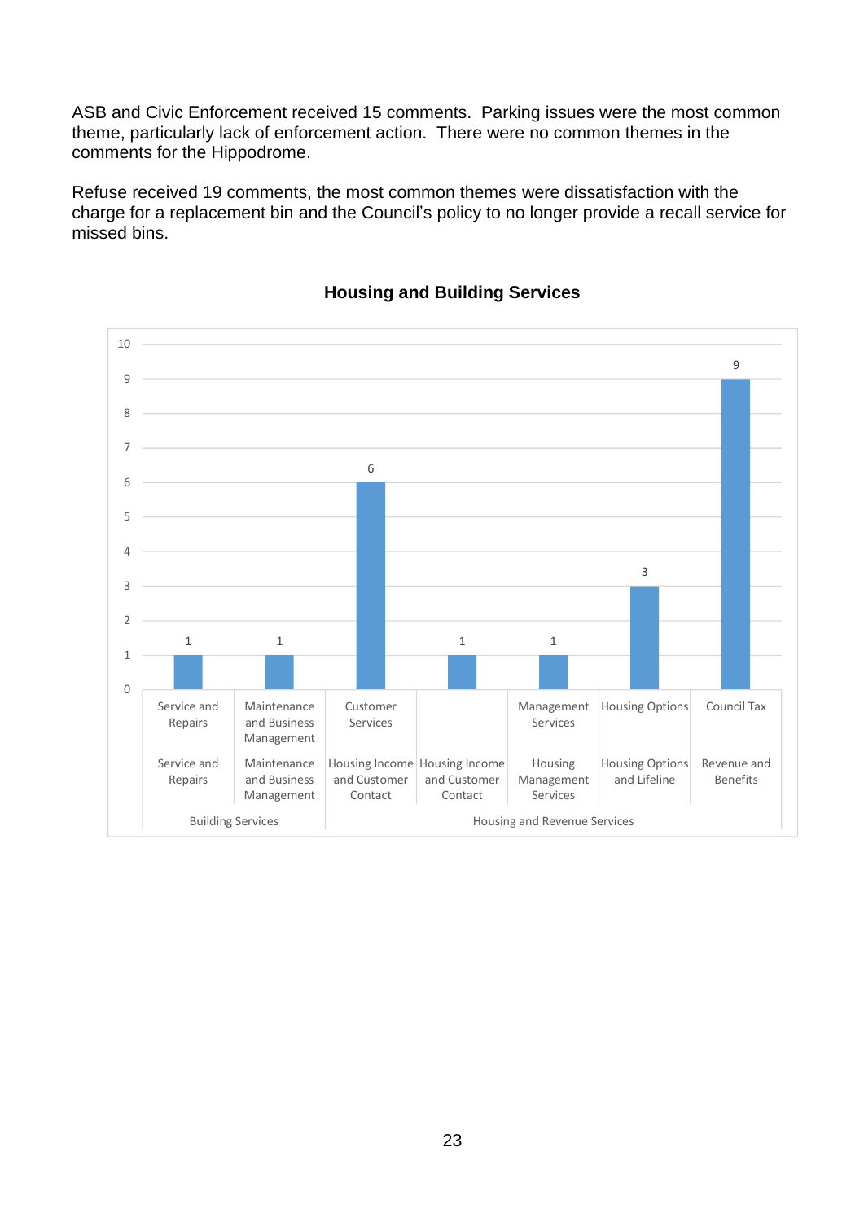ASB and Civic Enforcement received 15 comments. Parking issues were the most common theme, particularly lack of enforcement action. There were no common themes in the comments for the Hippodrome.

Refuse received 19 comments, the most common themes were dissatisfaction with the charge for a replacement bin and the Council's policy to no longer provide a recall service for missed bins.

## Housing and Building Services

| Group | Service | Team | Comments |
|---|---|---|---|
| Building Services | Service and Repairs | Service and Repairs | 1 |
| Building Services | Maintenance and Business Management | Maintenance and Business Management | 1 |
| Housing and Revenue Services | Housing Income and Customer Contact | Customer Services | 6 |
| Housing and Revenue Services | Housing Income and Customer Contact | | 1 |
| Housing and Revenue Services | Housing Management Services | Management Services | 1 |
| Housing and Revenue Services | Housing Options and Lifeline | Housing Options | 3 |
| Housing and Revenue Services | Revenue and Benefits | Council Tax | 9 |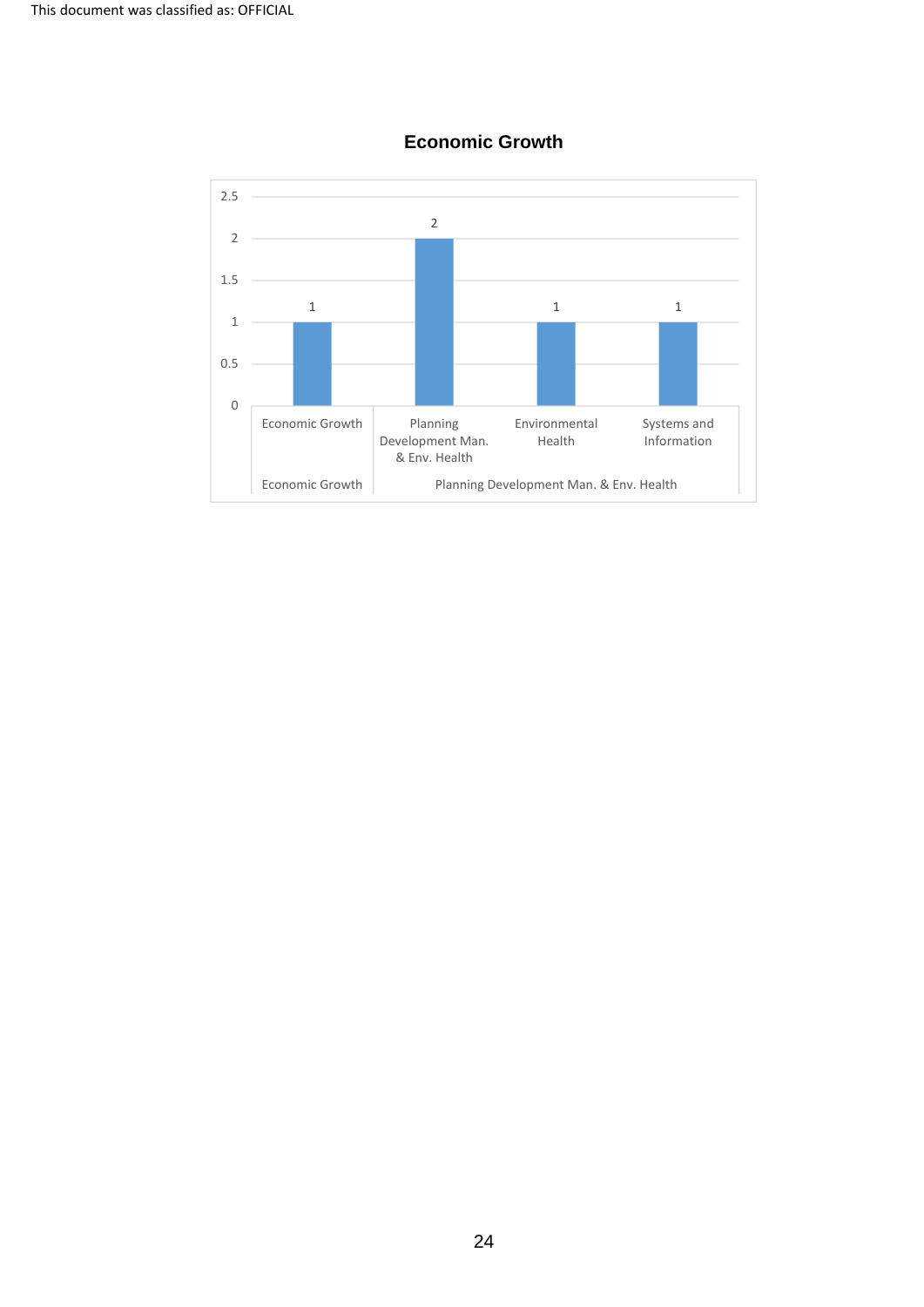This document was classified as: OFFICIAL

**Economic Growth**

| Group | Category | Value |
|---|---|---|
| Economic Growth | Economic Growth | 1 |
| Planning Development Man. & Env. Health | Planning Development Man. & Env. Health | 2 |
| Planning Development Man. & Env. Health | Environmental Health | 1 |
| Planning Development Man. & Env. Health | Systems and Information | 1 |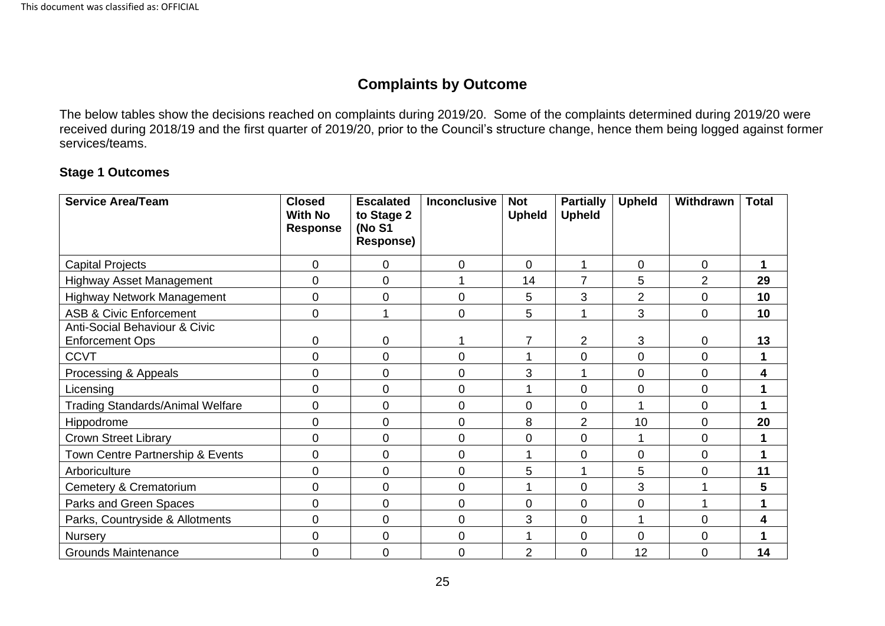This document was classified as: OFFICIAL

## Complaints by Outcome

The below tables show the decisions reached on complaints during 2019/20. Some of the complaints determined during 2019/20 were received during 2018/19 and the first quarter of 2019/20, prior to the Council's structure change, hence them being logged against former services/teams.

### Stage 1 Outcomes

| Service Area/Team | Closed With No Response | Escalated to Stage 2 (No S1 Response) | Inconclusive | Not Upheld | Partially Upheld | Upheld | Withdrawn | Total |
|---|---|---|---|---|---|---|---|---|
| Capital Projects | 0 | 0 | 0 | 0 | 1 | 0 | 0 | **1** |
| Highway Asset Management | 0 | 0 | 1 | 14 | 7 | 5 | 2 | **29** |
| Highway Network Management | 0 | 0 | 0 | 5 | 3 | 2 | 0 | **10** |
| ASB & Civic Enforcement | 0 | 1 | 0 | 5 | 1 | 3 | 0 | **10** |
| Anti-Social Behaviour & Civic Enforcement Ops | 0 | 0 | 1 | 7 | 2 | 3 | 0 | **13** |
| CCVT | 0 | 0 | 0 | 1 | 0 | 0 | 0 | **1** |
| Processing & Appeals | 0 | 0 | 0 | 3 | 1 | 0 | 0 | **4** |
| Licensing | 0 | 0 | 0 | 1 | 0 | 0 | 0 | **1** |
| Trading Standards/Animal Welfare | 0 | 0 | 0 | 0 | 0 | 1 | 0 | **1** |
| Hippodrome | 0 | 0 | 0 | 8 | 2 | 10 | 0 | **20** |
| Crown Street Library | 0 | 0 | 0 | 0 | 0 | 1 | 0 | **1** |
| Town Centre Partnership & Events | 0 | 0 | 0 | 1 | 0 | 0 | 0 | **1** |
| Arboriculture | 0 | 0 | 0 | 5 | 1 | 5 | 0 | **11** |
| Cemetery & Crematorium | 0 | 0 | 0 | 1 | 0 | 3 | 1 | **5** |
| Parks and Green Spaces | 0 | 0 | 0 | 0 | 0 | 0 | 1 | **1** |
| Parks, Countryside & Allotments | 0 | 0 | 0 | 3 | 0 | 1 | 0 | **4** |
| Nursery | 0 | 0 | 0 | 1 | 0 | 0 | 0 | **1** |
| Grounds Maintenance | 0 | 0 | 0 | 2 | 0 | 12 | 0 | **14** |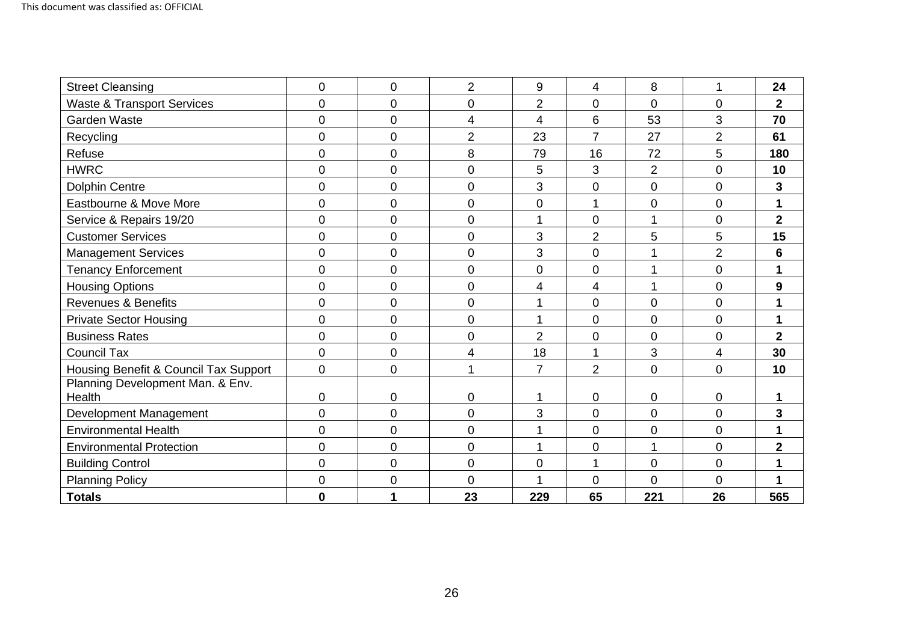| | | | | | | | |
|---|---|---|---|---|---|---|---|
| Street Cleansing | 0 | 0 | 2 | 9 | 4 | 8 | 1 | **24** |
| Waste & Transport Services | 0 | 0 | 0 | 2 | 0 | 0 | 0 | **2** |
| Garden Waste | 0 | 0 | 4 | 4 | 6 | 53 | 3 | **70** |
| Recycling | 0 | 0 | 2 | 23 | 7 | 27 | 2 | **61** |
| Refuse | 0 | 0 | 8 | 79 | 16 | 72 | 5 | **180** |
| HWRC | 0 | 0 | 0 | 5 | 3 | 2 | 0 | **10** |
| Dolphin Centre | 0 | 0 | 0 | 3 | 0 | 0 | 0 | **3** |
| Eastbourne & Move More | 0 | 0 | 0 | 0 | 1 | 0 | 0 | **1** |
| Service & Repairs 19/20 | 0 | 0 | 0 | 1 | 0 | 1 | 0 | **2** |
| Customer Services | 0 | 0 | 0 | 3 | 2 | 5 | 5 | **15** |
| Management Services | 0 | 0 | 0 | 3 | 0 | 1 | 2 | **6** |
| Tenancy Enforcement | 0 | 0 | 0 | 0 | 0 | 1 | 0 | **1** |
| Housing Options | 0 | 0 | 0 | 4 | 4 | 1 | 0 | **9** |
| Revenues & Benefits | 0 | 0 | 0 | 1 | 0 | 0 | 0 | **1** |
| Private Sector Housing | 0 | 0 | 0 | 1 | 0 | 0 | 0 | **1** |
| Business Rates | 0 | 0 | 0 | 2 | 0 | 0 | 0 | **2** |
| Council Tax | 0 | 0 | 4 | 18 | 1 | 3 | 4 | **30** |
| Housing Benefit & Council Tax Support | 0 | 0 | 1 | 7 | 2 | 0 | 0 | **10** |
| Planning Development Man. & Env. Health | 0 | 0 | 0 | 1 | 0 | 0 | 0 | **1** |
| Development Management | 0 | 0 | 0 | 3 | 0 | 0 | 0 | **3** |
| Environmental Health | 0 | 0 | 0 | 1 | 0 | 0 | 0 | **1** |
| Environmental Protection | 0 | 0 | 0 | 1 | 0 | 1 | 0 | **2** |
| Building Control | 0 | 0 | 0 | 0 | 1 | 0 | 0 | **1** |
| Planning Policy | 0 | 0 | 0 | 1 | 0 | 0 | 0 | **1** |
| **Totals** | **0** | **1** | **23** | **229** | **65** | **221** | **26** | **565** |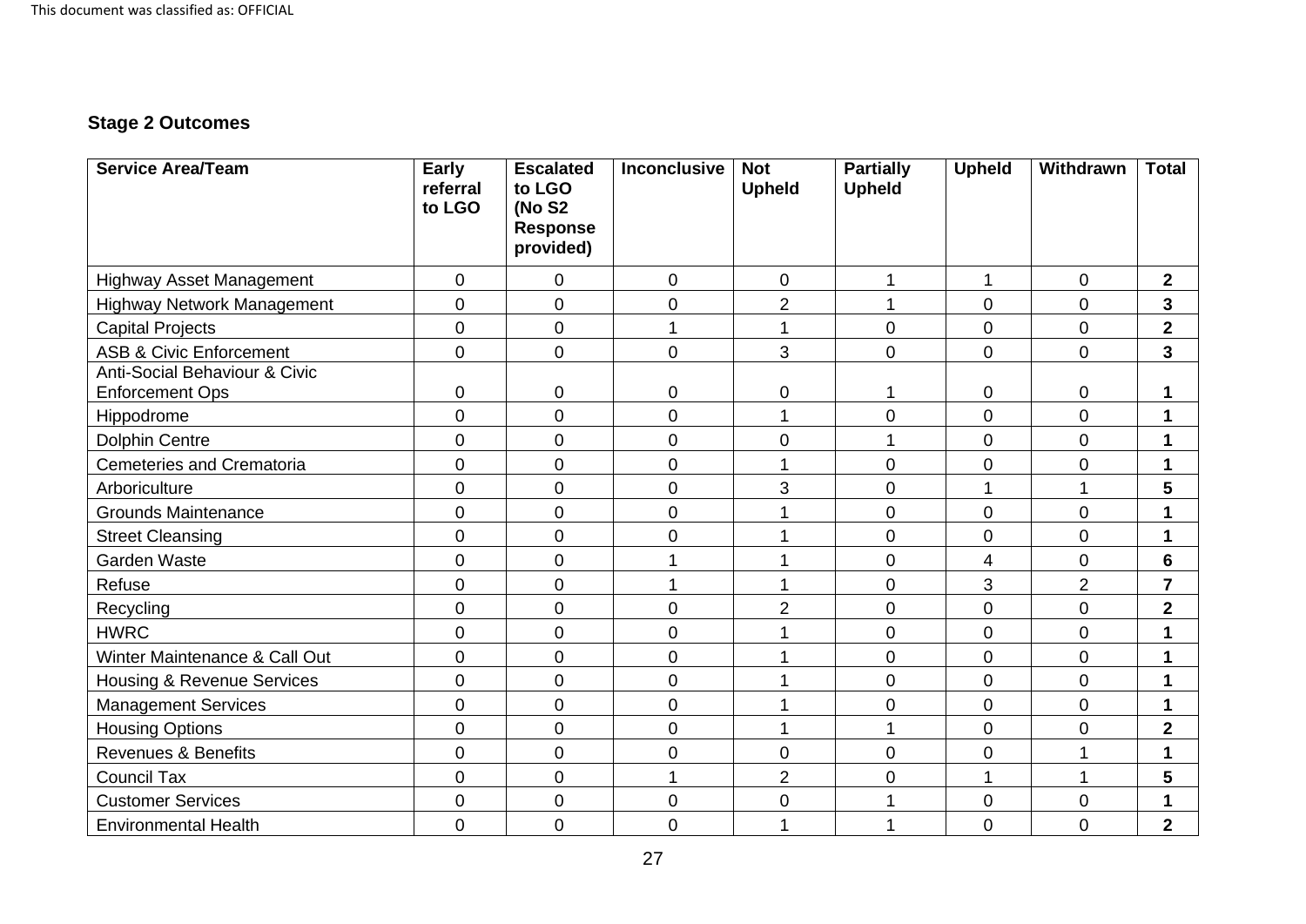This document was classified as: OFFICIAL

### Stage 2 Outcomes

| Service Area/Team | Early referral to LGO | Escalated to LGO (No S2 Response provided) | Inconclusive | Not Upheld | Partially Upheld | Upheld | Withdrawn | Total |
|---|---|---|---|---|---|---|---|---|
| Highway Asset Management | 0 | 0 | 0 | 0 | 1 | 1 | 0 | **2** |
| Highway Network Management | 0 | 0 | 0 | 2 | 1 | 0 | 0 | **3** |
| Capital Projects | 0 | 0 | 1 | 1 | 0 | 0 | 0 | **2** |
| ASB & Civic Enforcement | 0 | 0 | 0 | 3 | 0 | 0 | 0 | **3** |
| Anti-Social Behaviour & Civic Enforcement Ops | 0 | 0 | 0 | 0 | 1 | 0 | 0 | **1** |
| Hippodrome | 0 | 0 | 0 | 1 | 0 | 0 | 0 | **1** |
| Dolphin Centre | 0 | 0 | 0 | 0 | 1 | 0 | 0 | **1** |
| Cemeteries and Crematoria | 0 | 0 | 0 | 1 | 0 | 0 | 0 | **1** |
| Arboriculture | 0 | 0 | 0 | 3 | 0 | 1 | 1 | **5** |
| Grounds Maintenance | 0 | 0 | 0 | 1 | 0 | 0 | 0 | **1** |
| Street Cleansing | 0 | 0 | 0 | 1 | 0 | 0 | 0 | **1** |
| Garden Waste | 0 | 0 | 1 | 1 | 0 | 4 | 0 | **6** |
| Refuse | 0 | 0 | 1 | 1 | 0 | 3 | 2 | **7** |
| Recycling | 0 | 0 | 0 | 2 | 0 | 0 | 0 | **2** |
| HWRC | 0 | 0 | 0 | 1 | 0 | 0 | 0 | **1** |
| Winter Maintenance & Call Out | 0 | 0 | 0 | 1 | 0 | 0 | 0 | **1** |
| Housing & Revenue Services | 0 | 0 | 0 | 1 | 0 | 0 | 0 | **1** |
| Management Services | 0 | 0 | 0 | 1 | 0 | 0 | 0 | **1** |
| Housing Options | 0 | 0 | 0 | 1 | 1 | 0 | 0 | **2** |
| Revenues & Benefits | 0 | 0 | 0 | 0 | 0 | 0 | 1 | **1** |
| Council Tax | 0 | 0 | 1 | 2 | 0 | 1 | 1 | **5** |
| Customer Services | 0 | 0 | 0 | 0 | 1 | 0 | 0 | **1** |
| Environmental Health | 0 | 0 | 0 | 1 | 1 | 0 | 0 | **2** |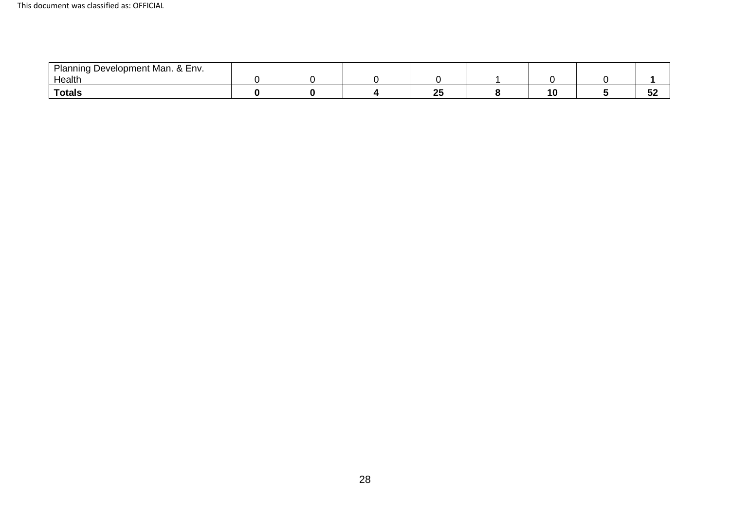| | | | | | | | | |
|---|---|---|---|---|---|---|---|---|
| Planning Development Man. & Env. Health | 0 | 0 | 0 | 0 | 1 | 0 | 0 | **1** |
| **Totals** | **0** | **0** | **4** | **25** | **8** | **10** | **5** | **52** |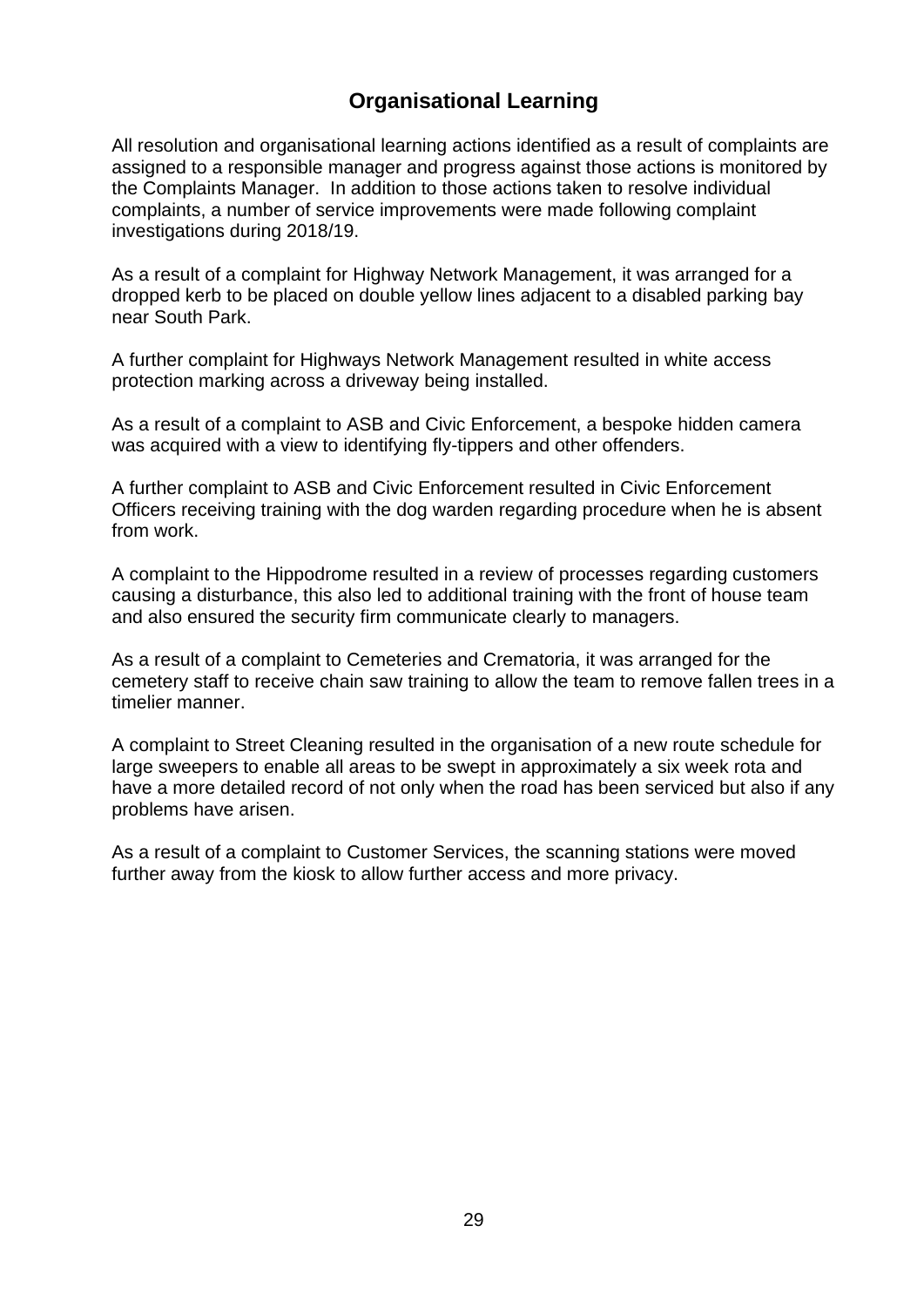## Organisational Learning

All resolution and organisational learning actions identified as a result of complaints are assigned to a responsible manager and progress against those actions is monitored by the Complaints Manager. In addition to those actions taken to resolve individual complaints, a number of service improvements were made following complaint investigations during 2018/19.

As a result of a complaint for Highway Network Management, it was arranged for a dropped kerb to be placed on double yellow lines adjacent to a disabled parking bay near South Park.

A further complaint for Highways Network Management resulted in white access protection marking across a driveway being installed.

As a result of a complaint to ASB and Civic Enforcement, a bespoke hidden camera was acquired with a view to identifying fly-tippers and other offenders.

A further complaint to ASB and Civic Enforcement resulted in Civic Enforcement Officers receiving training with the dog warden regarding procedure when he is absent from work.

A complaint to the Hippodrome resulted in a review of processes regarding customers causing a disturbance, this also led to additional training with the front of house team and also ensured the security firm communicate clearly to managers.

As a result of a complaint to Cemeteries and Crematoria, it was arranged for the cemetery staff to receive chain saw training to allow the team to remove fallen trees in a timelier manner.

A complaint to Street Cleaning resulted in the organisation of a new route schedule for large sweepers to enable all areas to be swept in approximately a six week rota and have a more detailed record of not only when the road has been serviced but also if any problems have arisen.

As a result of a complaint to Customer Services, the scanning stations were moved further away from the kiosk to allow further access and more privacy.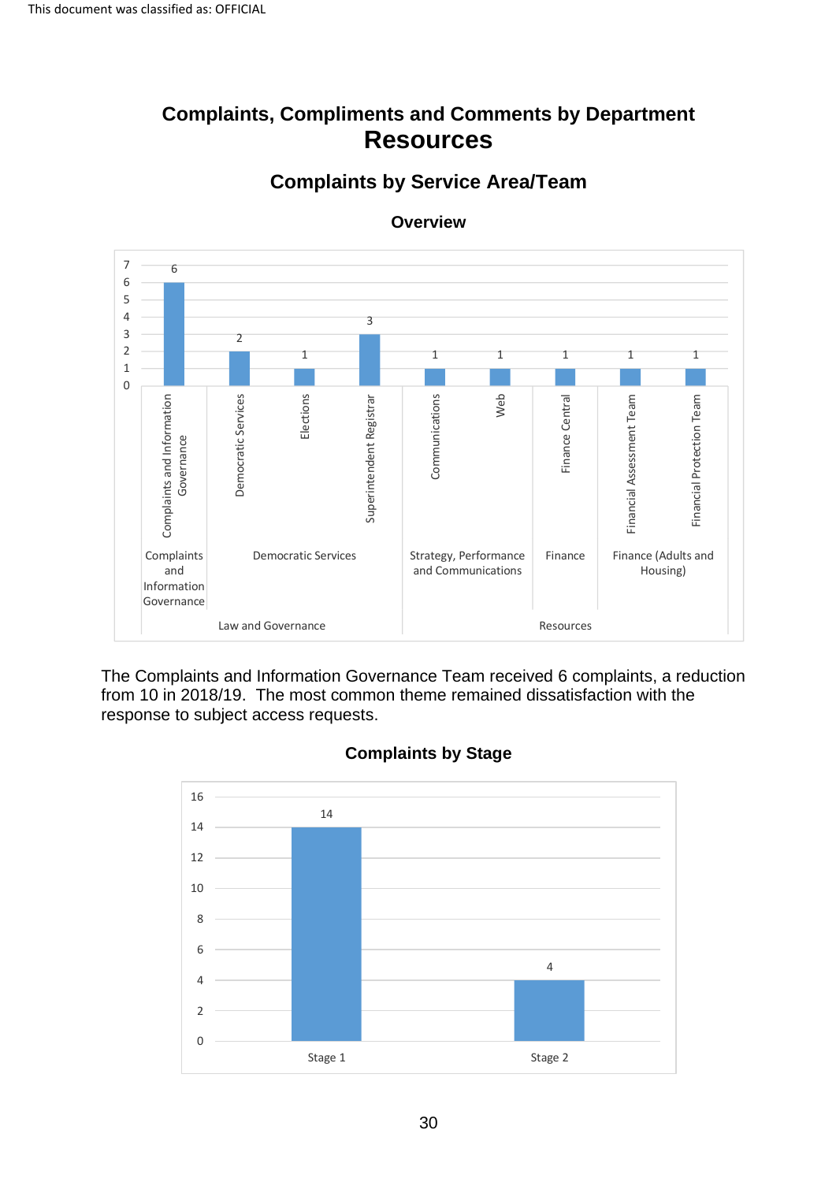# Complaints, Compliments and Comments by Department

# Resources

## Complaints by Service Area/Team

### Overview

| Directorate | Service Area | Team | Complaints |
|---|---|---|---|
| Law and Governance | Complaints and Information Governance | Complaints and Information Governance | 6 |
| Law and Governance | Democratic Services | Democratic Services | 2 |
| Law and Governance | Democratic Services | Elections | 1 |
| Law and Governance | Democratic Services | Superintendent Registrar | 3 |
| Resources | Strategy, Performance and Communications | Communications | 1 |
| Resources | Strategy, Performance and Communications | Web | 1 |
| Resources | Finance | Finance Central | 1 |
| Resources | Finance (Adults and Housing) | Financial Assessment Team | 1 |
| Resources | Finance (Adults and Housing) | Financial Protection Team | 1 |

The Complaints and Information Governance Team received 6 complaints, a reduction from 10 in 2018/19. The most common theme remained dissatisfaction with the response to subject access requests.

### Complaints by Stage

| Stage | Complaints |
|---|---|
| Stage 1 | 14 |
| Stage 2 | 4 |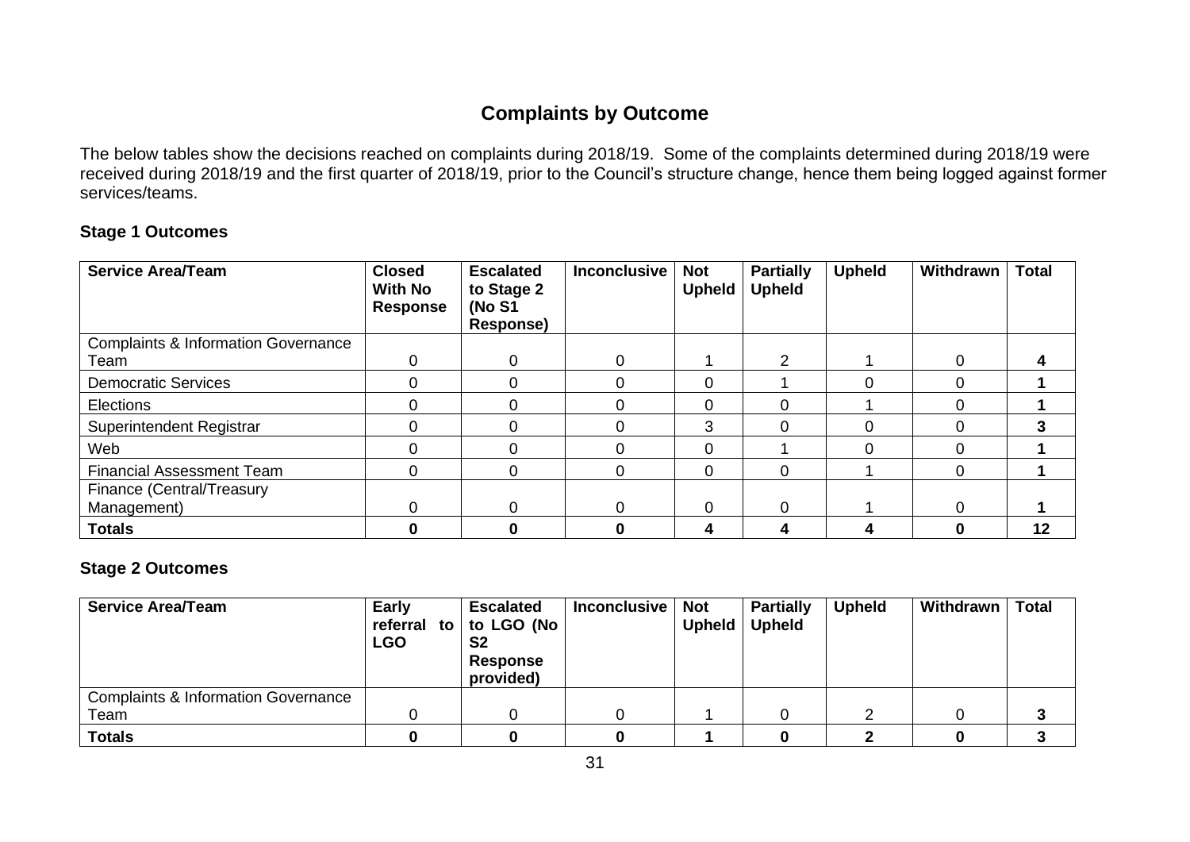## Complaints by Outcome

The below tables show the decisions reached on complaints during 2018/19. Some of the complaints determined during 2018/19 were received during 2018/19 and the first quarter of 2018/19, prior to the Council's structure change, hence them being logged against former services/teams.

### Stage 1 Outcomes

| Service Area/Team | Closed With No Response | Escalated to Stage 2 (No S1 Response) | Inconclusive | Not Upheld | Partially Upheld | Upheld | Withdrawn | Total |
|---|---|---|---|---|---|---|---|---|
| Complaints & Information Governance Team | 0 | 0 | 0 | 1 | 2 | 1 | 0 | **4** |
| Democratic Services | 0 | 0 | 0 | 0 | 1 | 0 | 0 | **1** |
| Elections | 0 | 0 | 0 | 0 | 0 | 1 | 0 | **1** |
| Superintendent Registrar | 0 | 0 | 0 | 3 | 0 | 0 | 0 | **3** |
| Web | 0 | 0 | 0 | 0 | 1 | 0 | 0 | **1** |
| Financial Assessment Team | 0 | 0 | 0 | 0 | 0 | 1 | 0 | **1** |
| Finance (Central/Treasury Management) | 0 | 0 | 0 | 0 | 0 | 1 | 0 | **1** |
| **Totals** | **0** | **0** | **0** | **4** | **4** | **4** | **0** | **12** |

### Stage 2 Outcomes

| Service Area/Team | Early referral to LGO | Escalated to LGO (No S2 Response provided) | Inconclusive | Not Upheld | Partially Upheld | Upheld | Withdrawn | Total |
|---|---|---|---|---|---|---|---|---|
| Complaints & Information Governance Team | 0 | 0 | 0 | 1 | 0 | 2 | 0 | **3** |
| **Totals** | **0** | **0** | **0** | **1** | **0** | **2** | **0** | **3** |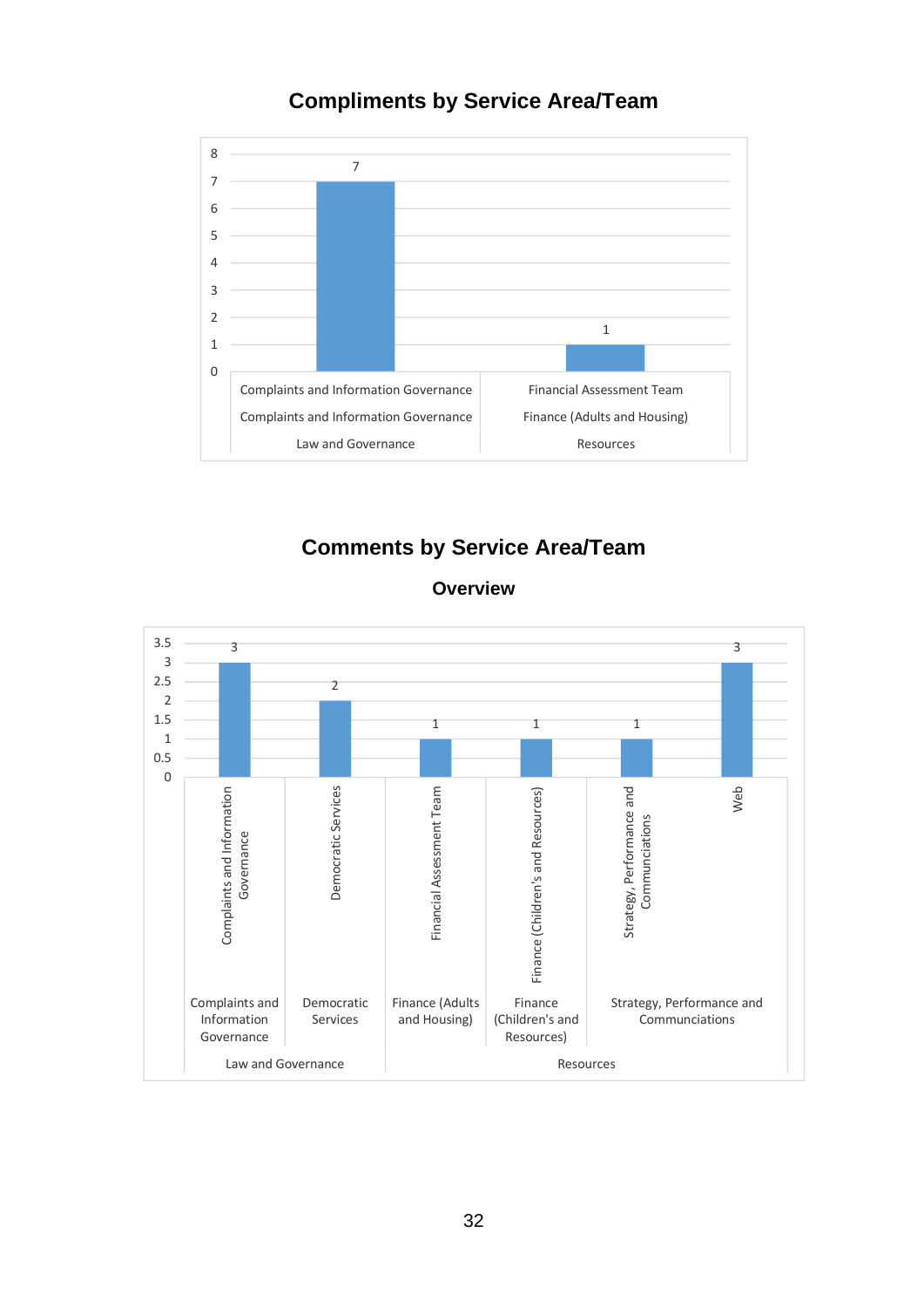## Compliments by Service Area/Team

| Team | Service Area | Directorate | Compliments |
|---|---|---|---|
| Complaints and Information Governance | Complaints and Information Governance | Law and Governance | 7 |
| Financial Assessment Team | Finance (Adults and Housing) | Resources | 1 |

## Comments by Service Area/Team

### Overview

| Team | Service Area | Directorate | Comments |
|---|---|---|---|
| Complaints and Information Governance | Complaints and Information Governance | Law and Governance | 3 |
| Democratic Services | Democratic Services | Law and Governance | 2 |
| Financial Assessment Team | Finance (Adults and Housing) | Resources | 1 |
| Finance (Children's and Resources) | Finance (Children's and Resources) | Resources | 1 |
| Strategy, Performance and Communciations | Strategy, Performance and Communciations | Resources | 1 |
| Web | Strategy, Performance and Communciations | Resources | 3 |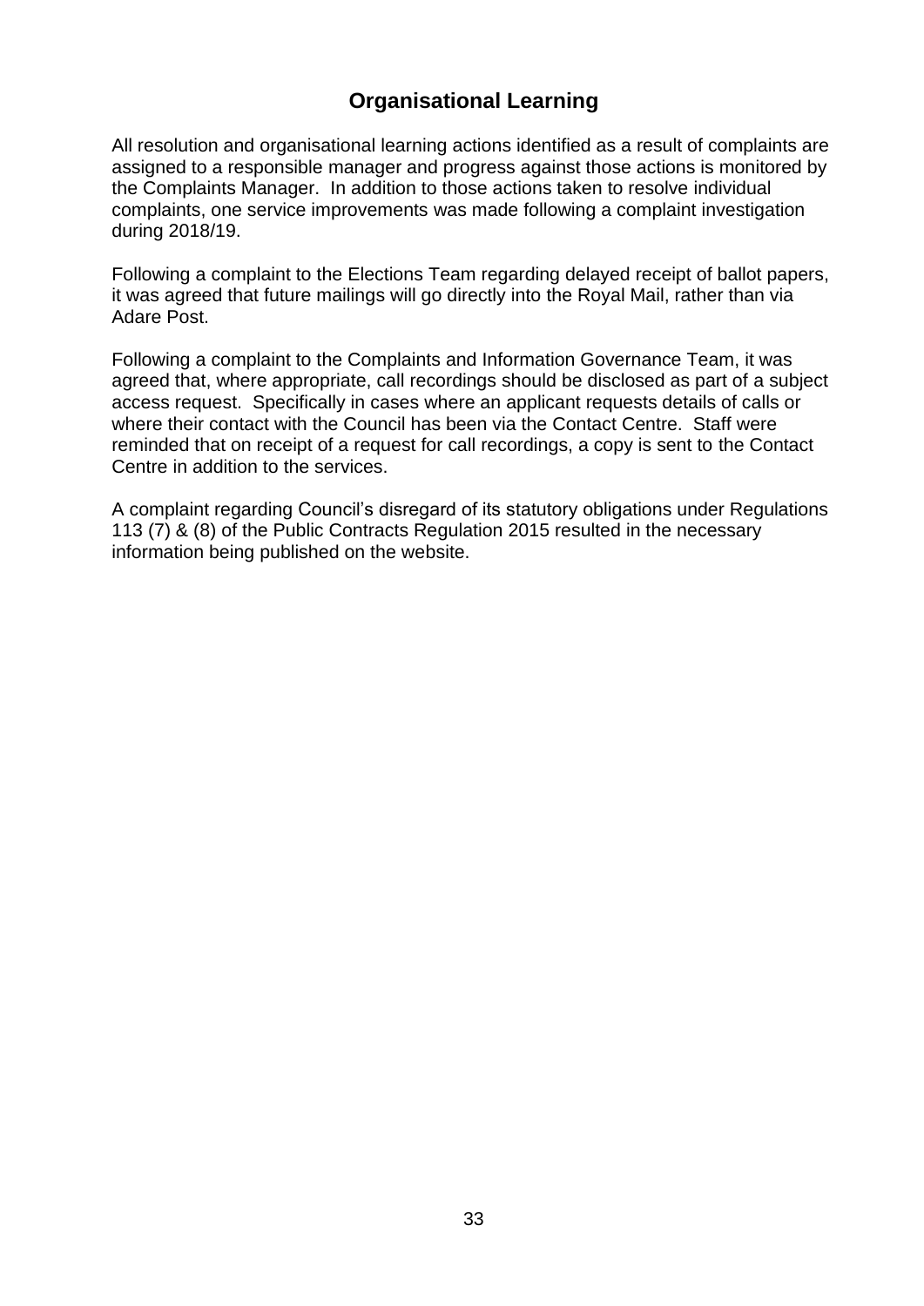## Organisational Learning

All resolution and organisational learning actions identified as a result of complaints are assigned to a responsible manager and progress against those actions is monitored by the Complaints Manager. In addition to those actions taken to resolve individual complaints, one service improvements was made following a complaint investigation during 2018/19.

Following a complaint to the Elections Team regarding delayed receipt of ballot papers, it was agreed that future mailings will go directly into the Royal Mail, rather than via Adare Post.

Following a complaint to the Complaints and Information Governance Team, it was agreed that, where appropriate, call recordings should be disclosed as part of a subject access request. Specifically in cases where an applicant requests details of calls or where their contact with the Council has been via the Contact Centre. Staff were reminded that on receipt of a request for call recordings, a copy is sent to the Contact Centre in addition to the services.

A complaint regarding Council's disregard of its statutory obligations under Regulations 113 (7) & (8) of the Public Contracts Regulation 2015 resulted in the necessary information being published on the website.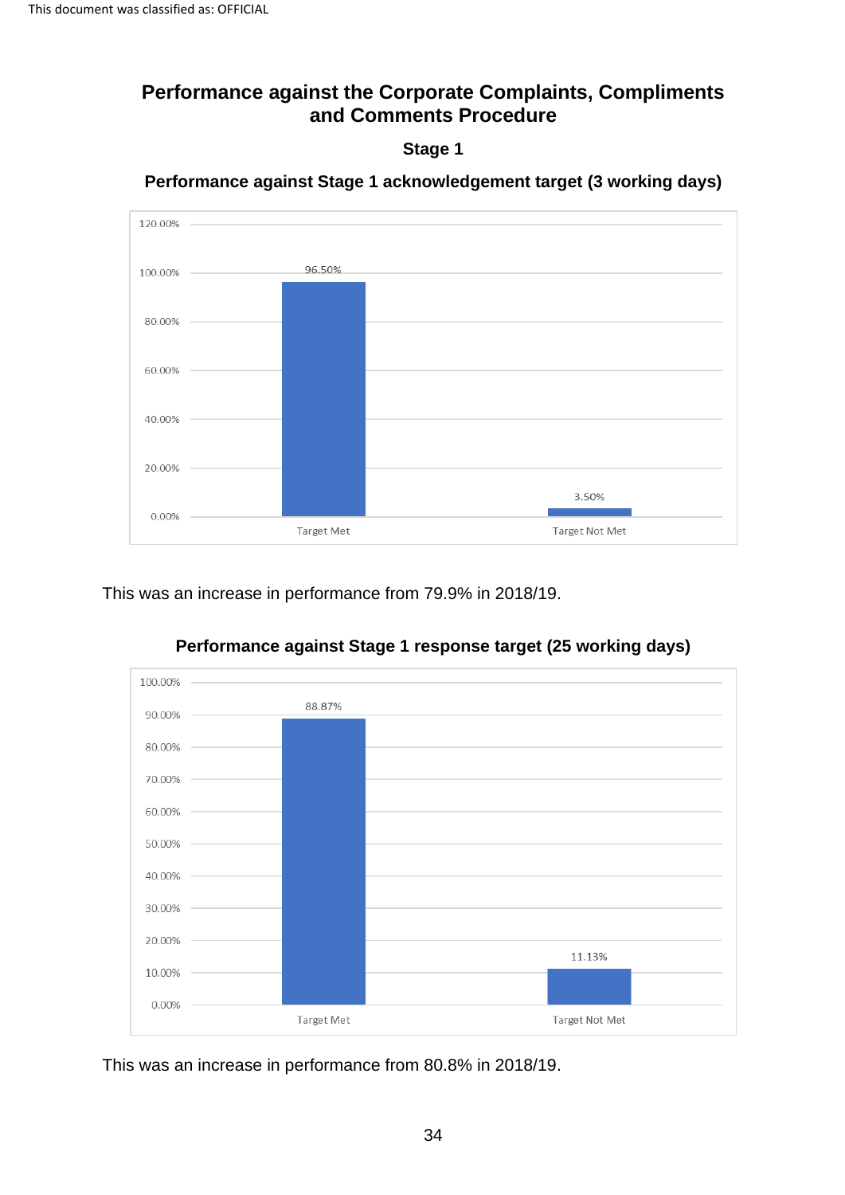# Performance against the Corporate Complaints, Compliments and Comments Procedure

## Stage 1

### Performance against Stage 1 acknowledgement target (3 working days)

| | Percentage |
|---|---|
| Target Met | 96.50% |
| Target Not Met | 3.50% |

This was an increase in performance from 79.9% in 2018/19.

### Performance against Stage 1 response target (25 working days)

| | Percentage |
|---|---|
| Target Met | 88.87% |
| Target Not Met | 11.13% |

This was an increase in performance from 80.8% in 2018/19.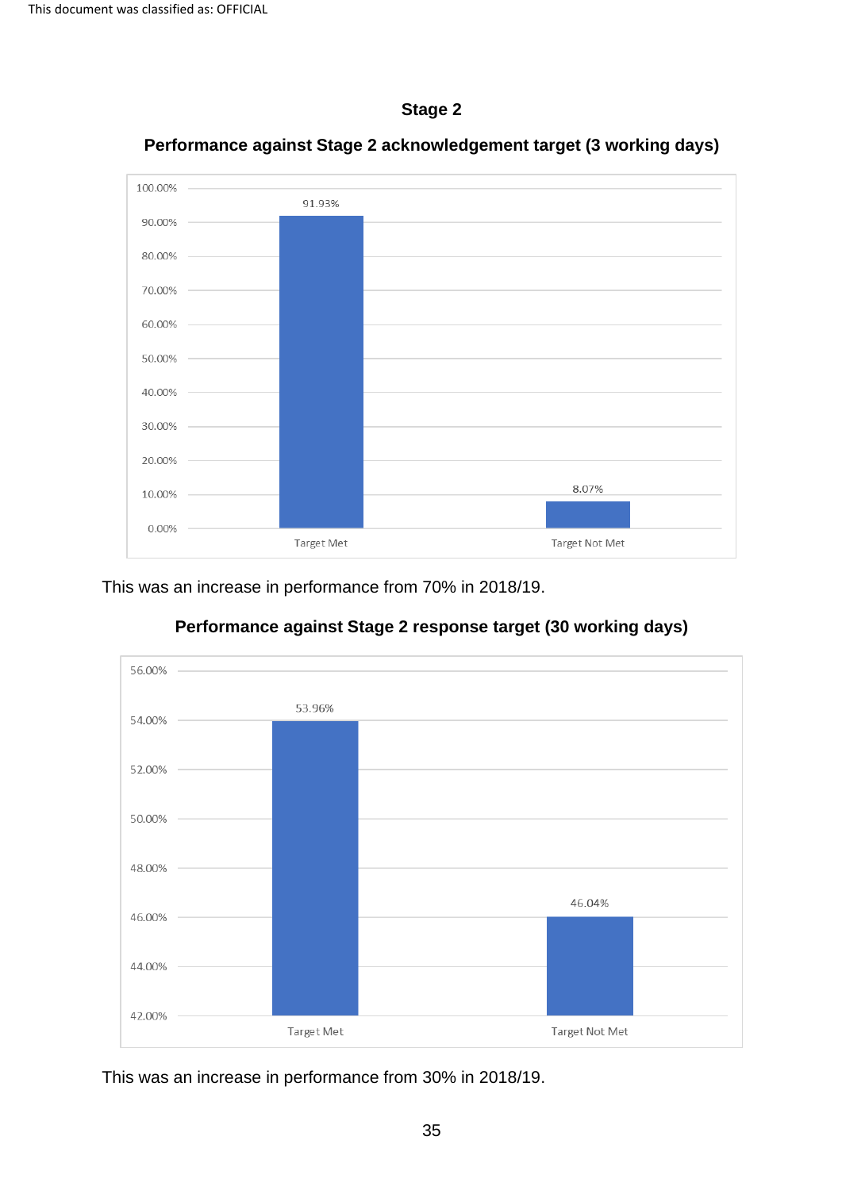## Stage 2

### Performance against Stage 2 acknowledgement target (3 working days)

| | Percentage |
|---|---|
| Target Met | 91.93% |
| Target Not Met | 8.07% |

This was an increase in performance from 70% in 2018/19.

### Performance against Stage 2 response target (30 working days)

| | Percentage |
|---|---|
| Target Met | 53.96% |
| Target Not Met | 46.04% |

This was an increase in performance from 30% in 2018/19.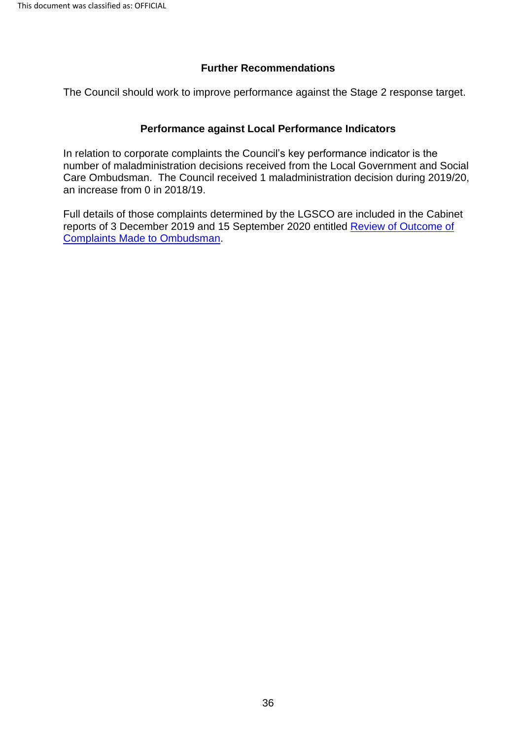## Further Recommendations

The Council should work to improve performance against the Stage 2 response target.

## Performance against Local Performance Indicators

In relation to corporate complaints the Council's key performance indicator is the number of maladministration decisions received from the Local Government and Social Care Ombudsman. The Council received 1 maladministration decision during 2019/20, an increase from 0 in 2018/19.

Full details of those complaints determined by the LGSCO are included in the Cabinet reports of 3 December 2019 and 15 September 2020 entitled Review of Outcome of Complaints Made to Ombudsman.